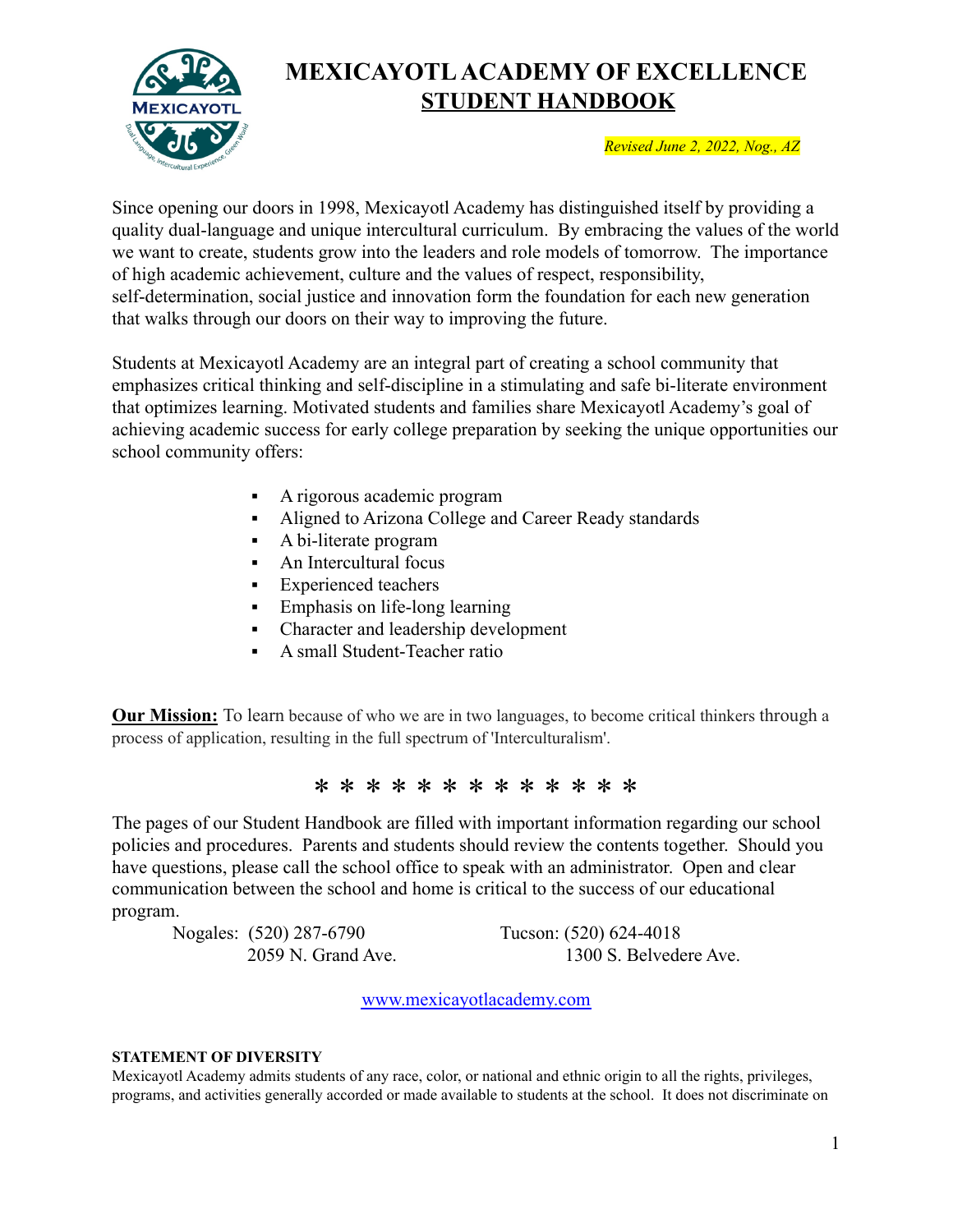# MEXICAYOTL ACADEMY OF EXCELLENCE
## STUDENT HANDBOOK

*Revised June 2, 2022, Nog., AZ*

Since opening our doors in 1998, Mexicayotl Academy has distinguished itself by providing a quality dual-language and unique intercultural curriculum. By embracing the values of the world we want to create, students grow into the leaders and role models of tomorrow. The importance of high academic achievement, culture and the values of respect, responsibility, self-determination, social justice and innovation form the foundation for each new generation that walks through our doors on their way to improving the future.

Students at Mexicayotl Academy are an integral part of creating a school community that emphasizes critical thinking and self-discipline in a stimulating and safe bi-literate environment that optimizes learning. Motivated students and families share Mexicayotl Academy's goal of achieving academic success for early college preparation by seeking the unique opportunities our school community offers:

- A rigorous academic program
- Aligned to Arizona College and Career Ready standards
- A bi-literate program
- An Intercultural focus
- Experienced teachers
- Emphasis on life-long learning
- Character and leadership development
- A small Student-Teacher ratio

**Our Mission:** To learn because of who we are in two languages, to become critical thinkers through a process of application, resulting in the full spectrum of 'Interculturalism'.

* * * * * * * * * * * * *

The pages of our Student Handbook are filled with important information regarding our school policies and procedures. Parents and students should review the contents together. Should you have questions, please call the school office to speak with an administrator. Open and clear communication between the school and home is critical to the success of our educational program.

Nogales: (520) 287-6790
2059 N. Grand Ave.

Tucson: (520) 624-4018
1300 S. Belvedere Ave.

www.mexicayotlacademy.com

**STATEMENT OF DIVERSITY**

Mexicayotl Academy admits students of any race, color, or national and ethnic origin to all the rights, privileges, programs, and activities generally accorded or made available to students at the school. It does not discriminate on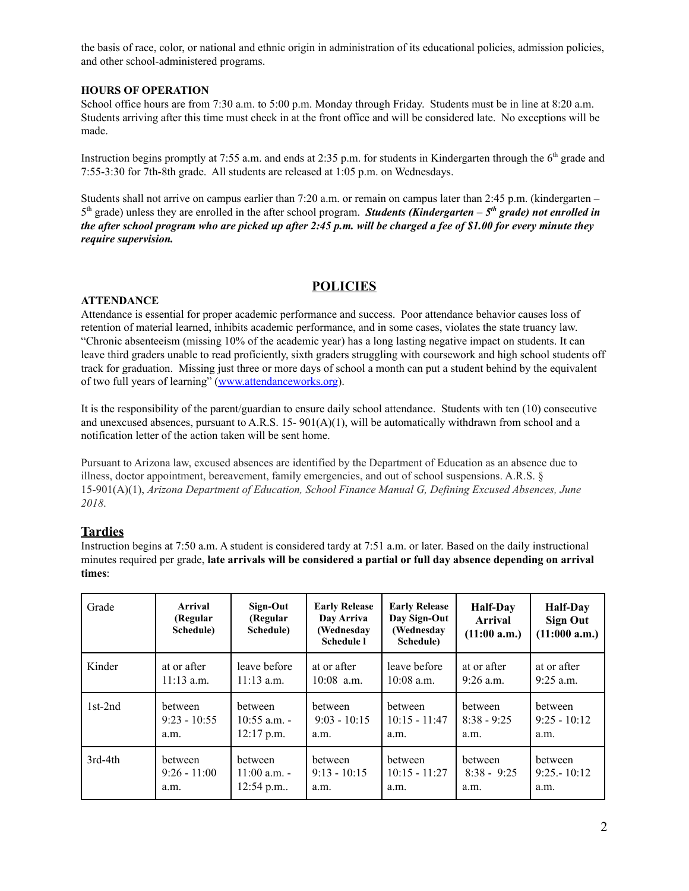the basis of race, color, or national and ethnic origin in administration of its educational policies, admission policies, and other school-administered programs.

**HOURS OF OPERATION**

School office hours are from 7:30 a.m. to 5:00 p.m. Monday through Friday. Students must be in line at 8:20 a.m. Students arriving after this time must check in at the front office and will be considered late. No exceptions will be made.

Instruction begins promptly at 7:55 a.m. and ends at 2:35 p.m. for students in Kindergarten through the 6th grade and 7:55-3:30 for 7th-8th grade. All students are released at 1:05 p.m. on Wednesdays.

Students shall not arrive on campus earlier than 7:20 a.m. or remain on campus later than 2:45 p.m. (kindergarten – 5th grade) unless they are enrolled in the after school program. ***Students (Kindergarten – 5th grade) not enrolled in the after school program who are picked up after 2:45 p.m. will be charged a fee of $1.00 for every minute they require supervision.***

## POLICIES

**ATTENDANCE**

Attendance is essential for proper academic performance and success. Poor attendance behavior causes loss of retention of material learned, inhibits academic performance, and in some cases, violates the state truancy law. "Chronic absenteeism (missing 10% of the academic year) has a long lasting negative impact on students. It can leave third graders unable to read proficiently, sixth graders struggling with coursework and high school students off track for graduation. Missing just three or more days of school a month can put a student behind by the equivalent of two full years of learning" (www.attendanceworks.org).

It is the responsibility of the parent/guardian to ensure daily school attendance. Students with ten (10) consecutive and unexcused absences, pursuant to A.R.S. 15- 901(A)(1), will be automatically withdrawn from school and a notification letter of the action taken will be sent home.

Pursuant to Arizona law, excused absences are identified by the Department of Education as an absence due to illness, doctor appointment, bereavement, family emergencies, and out of school suspensions. A.R.S. § 15-901(A)(1), *Arizona Department of Education, School Finance Manual G, Defining Excused Absences, June 2018.*

## Tardies

Instruction begins at 7:50 a.m. A student is considered tardy at 7:51 a.m. or later. Based on the daily instructional minutes required per grade, **late arrivals will be considered a partial or full day absence depending on arrival times**:

| Grade | Arrival (Regular Schedule) | Sign-Out (Regular Schedule) | Early Release Day Arriva (Wednesday Schedule l | Early Release Day Sign-Out (Wednesday Schedule) | Half-Day Arrival (11:00 a.m.) | Half-Day Sign Out (11:000 a.m.) |
|---|---|---|---|---|---|---|
| Kinder | at or after 11:13 a.m. | leave before 11:13 a.m. | at or after 10:08 a.m. | leave before 10:08 a.m. | at or after 9:26 a.m. | at or after 9:25 a.m. |
| 1st-2nd | between 9:23 - 10:55 a.m. | between 10:55 a.m. - 12:17 p.m. | between 9:03 - 10:15 a.m. | between 10:15 - 11:47 a.m. | between 8:38 - 9:25 a.m. | between 9:25 - 10:12 a.m. |
| 3rd-4th | between 9:26 - 11:00 a.m. | between 11:00 a.m. - 12:54 p.m.. | between 9:13 - 10:15 a.m. | between 10:15 - 11:27 a.m. | between 8:38 - 9:25 a.m. | between 9:25.- 10:12 a.m. |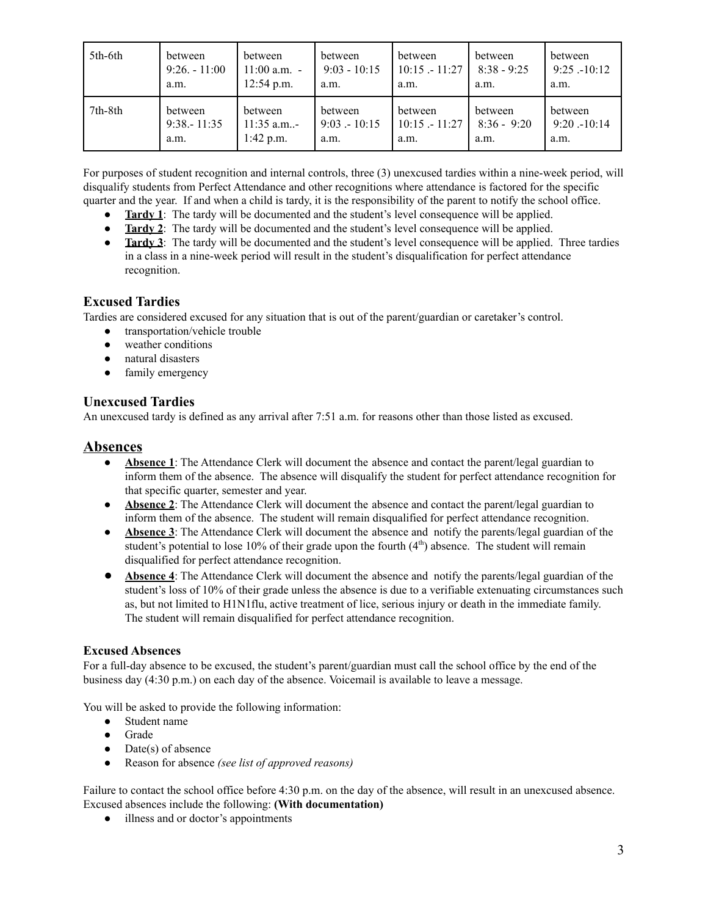| 5th-6th | between 9:26. - 11:00 a.m. | between 11:00 a.m. - 12:54 p.m. | between 9:03 - 10:15 a.m. | between 10:15 .- 11:27 a.m. | between 8:38 - 9:25 a.m. | between 9:25 .-10:12 a.m. |
|---|---|---|---|---|---|---|
| 7th-8th | between 9:38.- 11:35 a.m. | between 11:35 a.m..- 1:42 p.m. | between 9:03 .- 10:15 a.m. | between 10:15 .- 11:27 a.m. | between 8:36 - 9:20 a.m. | between 9:20 .-10:14 a.m. |

For purposes of student recognition and internal controls, three (3) unexcused tardies within a nine-week period, will disqualify students from Perfect Attendance and other recognitions where attendance is factored for the specific quarter and the year. If and when a child is tardy, it is the responsibility of the parent to notify the school office.

- **Tardy 1**: The tardy will be documented and the student's level consequence will be applied.
- **Tardy 2**: The tardy will be documented and the student's level consequence will be applied.
- **Tardy 3**: The tardy will be documented and the student's level consequence will be applied. Three tardies in a class in a nine-week period will result in the student's disqualification for perfect attendance recognition.

## Excused Tardies

Tardies are considered excused for any situation that is out of the parent/guardian or caretaker's control.

- transportation/vehicle trouble
- weather conditions
- natural disasters
- family emergency

## Unexcused Tardies

An unexcused tardy is defined as any arrival after 7:51 a.m. for reasons other than those listed as excused.

# Absences

- **Absence 1**: The Attendance Clerk will document the absence and contact the parent/legal guardian to inform them of the absence. The absence will disqualify the student for perfect attendance recognition for that specific quarter, semester and year.
- **Absence 2**: The Attendance Clerk will document the absence and contact the parent/legal guardian to inform them of the absence. The student will remain disqualified for perfect attendance recognition.
- **Absence 3**: The Attendance Clerk will document the absence and notify the parents/legal guardian of the student's potential to lose 10% of their grade upon the fourth (4th) absence. The student will remain disqualified for perfect attendance recognition.
- **Absence 4**: The Attendance Clerk will document the absence and notify the parents/legal guardian of the student's loss of 10% of their grade unless the absence is due to a verifiable extenuating circumstances such as, but not limited to H1N1flu, active treatment of lice, serious injury or death in the immediate family. The student will remain disqualified for perfect attendance recognition.

### Excused Absences

For a full-day absence to be excused, the student's parent/guardian must call the school office by the end of the business day (4:30 p.m.) on each day of the absence. Voicemail is available to leave a message.

You will be asked to provide the following information:

- Student name
- Grade
- Date(s) of absence
- Reason for absence *(see list of approved reasons)*

Failure to contact the school office before 4:30 p.m. on the day of the absence, will result in an unexcused absence. Excused absences include the following: **(With documentation)**

- illness and or doctor's appointments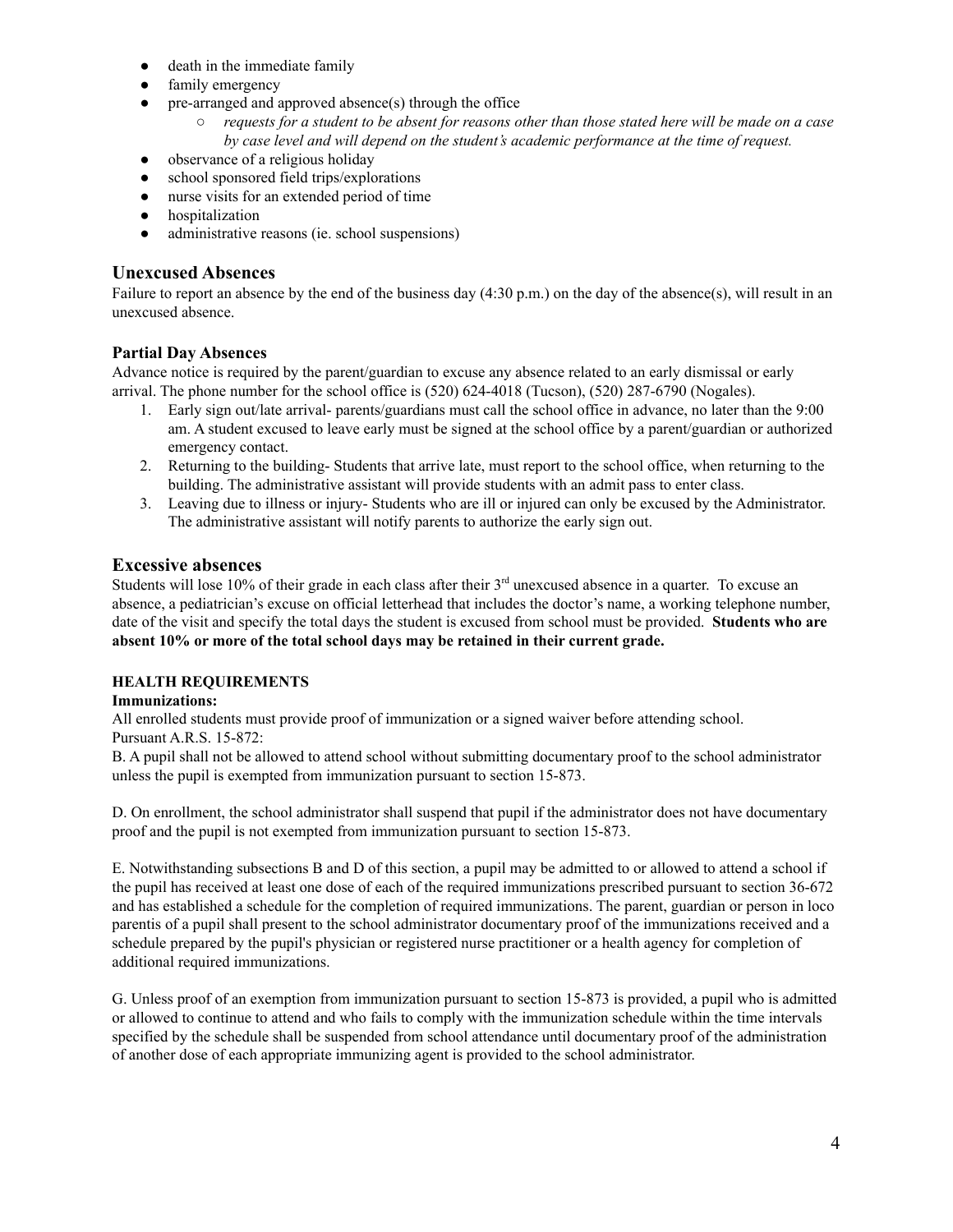- death in the immediate family
- family emergency
- pre-arranged and approved absence(s) through the office
    - *requests for a student to be absent for reasons other than those stated here will be made on a case by case level and will depend on the student's academic performance at the time of request.*
- observance of a religious holiday
- school sponsored field trips/explorations
- nurse visits for an extended period of time
- hospitalization
- administrative reasons (ie. school suspensions)

## Unexcused Absences

Failure to report an absence by the end of the business day (4:30 p.m.) on the day of the absence(s), will result in an unexcused absence.

### Partial Day Absences

Advance notice is required by the parent/guardian to excuse any absence related to an early dismissal or early arrival. The phone number for the school office is (520) 624-4018 (Tucson), (520) 287-6790 (Nogales).

1. Early sign out/late arrival- parents/guardians must call the school office in advance, no later than the 9:00 am. A student excused to leave early must be signed at the school office by a parent/guardian or authorized emergency contact.
2. Returning to the building- Students that arrive late, must report to the school office, when returning to the building. The administrative assistant will provide students with an admit pass to enter class.
3. Leaving due to illness or injury- Students who are ill or injured can only be excused by the Administrator. The administrative assistant will notify parents to authorize the early sign out.

## Excessive absences

Students will lose 10% of their grade in each class after their 3rd unexcused absence in a quarter. To excuse an absence, a pediatrician's excuse on official letterhead that includes the doctor's name, a working telephone number, date of the visit and specify the total days the student is excused from school must be provided. **Students who are absent 10% or more of the total school days may be retained in their current grade.**

### HEALTH REQUIREMENTS

**Immunizations:**

All enrolled students must provide proof of immunization or a signed waiver before attending school.
Pursuant A.R.S. 15-872:

B. A pupil shall not be allowed to attend school without submitting documentary proof to the school administrator unless the pupil is exempted from immunization pursuant to section 15-873.

D. On enrollment, the school administrator shall suspend that pupil if the administrator does not have documentary proof and the pupil is not exempted from immunization pursuant to section 15-873.

E. Notwithstanding subsections B and D of this section, a pupil may be admitted to or allowed to attend a school if the pupil has received at least one dose of each of the required immunizations prescribed pursuant to section 36-672 and has established a schedule for the completion of required immunizations. The parent, guardian or person in loco parentis of a pupil shall present to the school administrator documentary proof of the immunizations received and a schedule prepared by the pupil's physician or registered nurse practitioner or a health agency for completion of additional required immunizations.

G. Unless proof of an exemption from immunization pursuant to section 15-873 is provided, a pupil who is admitted or allowed to continue to attend and who fails to comply with the immunization schedule within the time intervals specified by the schedule shall be suspended from school attendance until documentary proof of the administration of another dose of each appropriate immunizing agent is provided to the school administrator.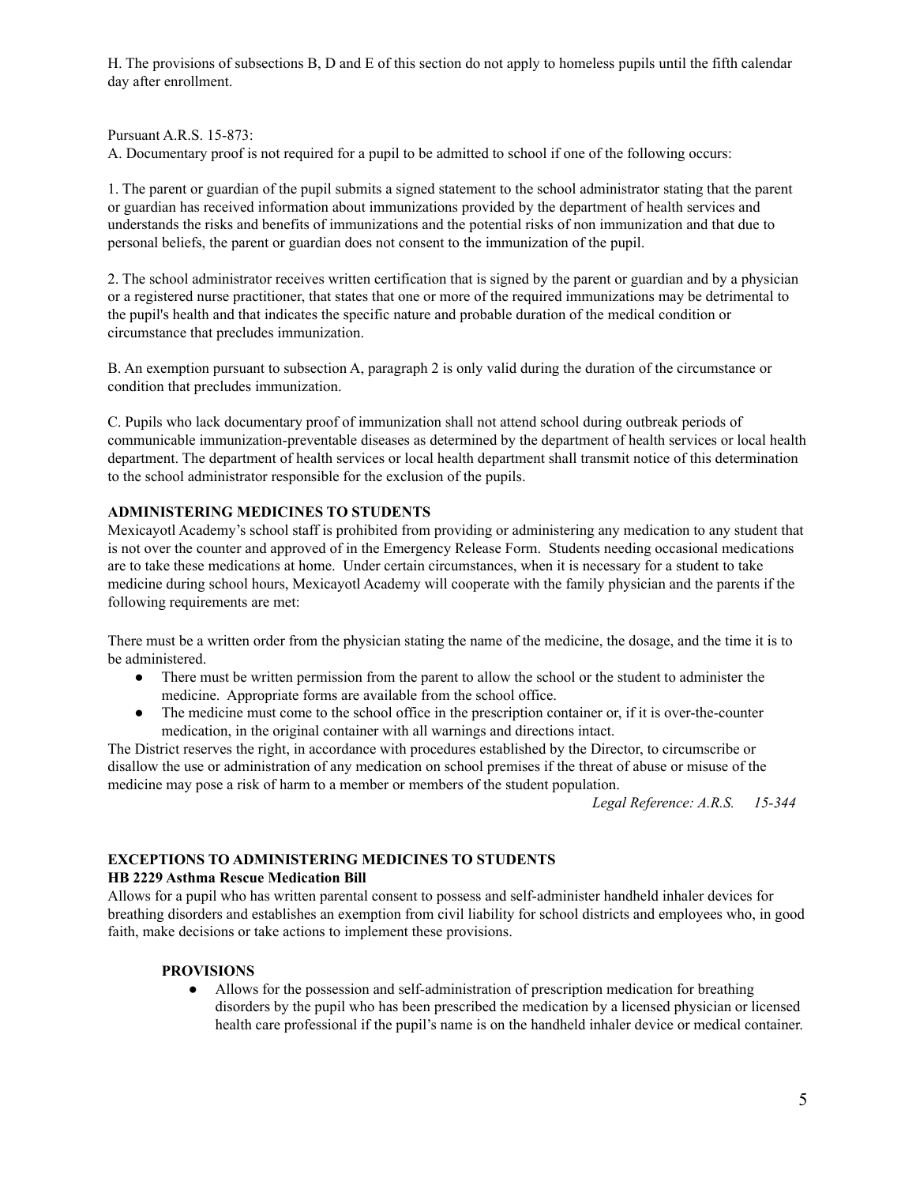H. The provisions of subsections B, D and E of this section do not apply to homeless pupils until the fifth calendar day after enrollment.

Pursuant A.R.S. 15-873:

A. Documentary proof is not required for a pupil to be admitted to school if one of the following occurs:

1. The parent or guardian of the pupil submits a signed statement to the school administrator stating that the parent or guardian has received information about immunizations provided by the department of health services and understands the risks and benefits of immunizations and the potential risks of non immunization and that due to personal beliefs, the parent or guardian does not consent to the immunization of the pupil.

2. The school administrator receives written certification that is signed by the parent or guardian and by a physician or a registered nurse practitioner, that states that one or more of the required immunizations may be detrimental to the pupil's health and that indicates the specific nature and probable duration of the medical condition or circumstance that precludes immunization.

B. An exemption pursuant to subsection A, paragraph 2 is only valid during the duration of the circumstance or condition that precludes immunization.

C. Pupils who lack documentary proof of immunization shall not attend school during outbreak periods of communicable immunization-preventable diseases as determined by the department of health services or local health department. The department of health services or local health department shall transmit notice of this determination to the school administrator responsible for the exclusion of the pupils.

**ADMINISTERING MEDICINES TO STUDENTS**

Mexicayotl Academy's school staff is prohibited from providing or administering any medication to any student that is not over the counter and approved of in the Emergency Release Form. Students needing occasional medications are to take these medications at home. Under certain circumstances, when it is necessary for a student to take medicine during school hours, Mexicayotl Academy will cooperate with the family physician and the parents if the following requirements are met:

There must be a written order from the physician stating the name of the medicine, the dosage, and the time it is to be administered.

- There must be written permission from the parent to allow the school or the student to administer the medicine. Appropriate forms are available from the school office.
- The medicine must come to the school office in the prescription container or, if it is over-the-counter medication, in the original container with all warnings and directions intact.

The District reserves the right, in accordance with procedures established by the Director, to circumscribe or disallow the use or administration of any medication on school premises if the threat of abuse or misuse of the medicine may pose a risk of harm to a member or members of the student population.

*Legal Reference: A.R.S. 15-344*

**EXCEPTIONS TO ADMINISTERING MEDICINES TO STUDENTS**

**HB 2229 Asthma Rescue Medication Bill**

Allows for a pupil who has written parental consent to possess and self-administer handheld inhaler devices for breathing disorders and establishes an exemption from civil liability for school districts and employees who, in good faith, make decisions or take actions to implement these provisions.

**PROVISIONS**

- Allows for the possession and self-administration of prescription medication for breathing disorders by the pupil who has been prescribed the medication by a licensed physician or licensed health care professional if the pupil's name is on the handheld inhaler device or medical container.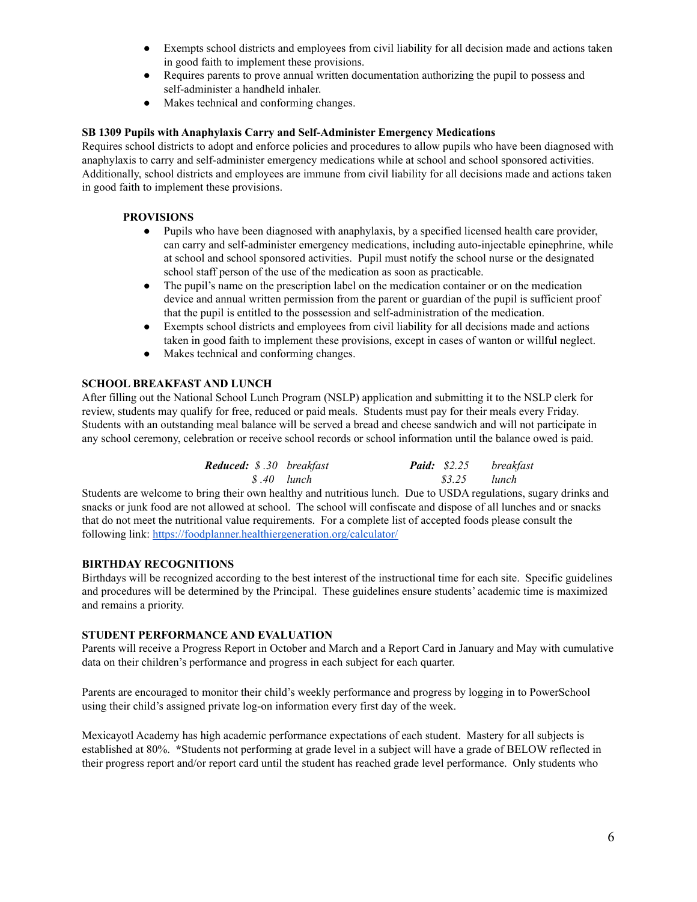- Exempts school districts and employees from civil liability for all decision made and actions taken in good faith to implement these provisions.
- Requires parents to prove annual written documentation authorizing the pupil to possess and self-administer a handheld inhaler.
- Makes technical and conforming changes.

**SB 1309 Pupils with Anaphylaxis Carry and Self-Administer Emergency Medications**

Requires school districts to adopt and enforce policies and procedures to allow pupils who have been diagnosed with anaphylaxis to carry and self-administer emergency medications while at school and school sponsored activities. Additionally, school districts and employees are immune from civil liability for all decisions made and actions taken in good faith to implement these provisions.

**PROVISIONS**

- Pupils who have been diagnosed with anaphylaxis, by a specified licensed health care provider, can carry and self-administer emergency medications, including auto-injectable epinephrine, while at school and school sponsored activities. Pupil must notify the school nurse or the designated school staff person of the use of the medication as soon as practicable.
- The pupil's name on the prescription label on the medication container or on the medication device and annual written permission from the parent or guardian of the pupil is sufficient proof that the pupil is entitled to the possession and self-administration of the medication.
- Exempts school districts and employees from civil liability for all decisions made and actions taken in good faith to implement these provisions, except in cases of wanton or willful neglect.
- Makes technical and conforming changes.

**SCHOOL BREAKFAST AND LUNCH**

After filling out the National School Lunch Program (NSLP) application and submitting it to the NSLP clerk for review, students may qualify for free, reduced or paid meals. Students must pay for their meals every Friday. Students with an outstanding meal balance will be served a bread and cheese sandwich and will not participate in any school ceremony, celebration or receive school records or school information until the balance owed is paid.

| | | | | | |
|---|---|---|---|---|---|
| ***Reduced:*** | *$ .30* | *breakfast* | ***Paid:*** | *$2.25* | *breakfast* |
| | *$ .40* | *lunch* | | *$3.25* | *lunch* |

Students are welcome to bring their own healthy and nutritious lunch. Due to USDA regulations, sugary drinks and snacks or junk food are not allowed at school. The school will confiscate and dispose of all lunches and or snacks that do not meet the nutritional value requirements. For a complete list of accepted foods please consult the following link: https://foodplanner.healthiergeneration.org/calculator/

**BIRTHDAY RECOGNITIONS**

Birthdays will be recognized according to the best interest of the instructional time for each site. Specific guidelines and procedures will be determined by the Principal. These guidelines ensure students' academic time is maximized and remains a priority.

**STUDENT PERFORMANCE AND EVALUATION**

Parents will receive a Progress Report in October and March and a Report Card in January and May with cumulative data on their children's performance and progress in each subject for each quarter.

Parents are encouraged to monitor their child's weekly performance and progress by logging in to PowerSchool using their child's assigned private log-on information every first day of the week.

Mexicayotl Academy has high academic performance expectations of each student. Mastery for all subjects is established at 80%. **\***Students not performing at grade level in a subject will have a grade of BELOW reflected in their progress report and/or report card until the student has reached grade level performance. Only students who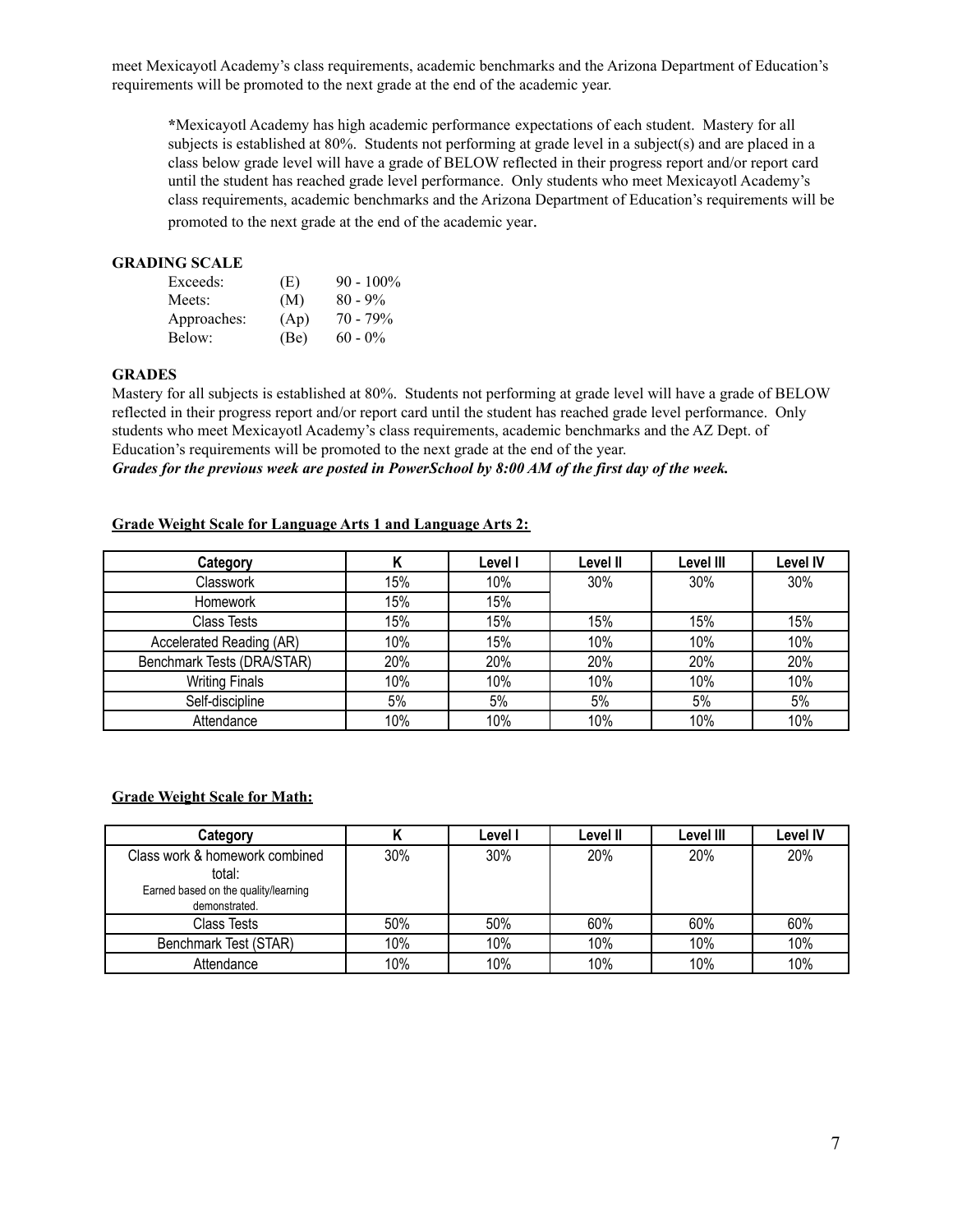meet Mexicayotl Academy's class requirements, academic benchmarks and the Arizona Department of Education's requirements will be promoted to the next grade at the end of the academic year.

> *Mexicayotl Academy has high academic performance expectations of each student. Mastery for all subjects is established at 80%. Students not performing at grade level in a subject(s) and are placed in a class below grade level will have a grade of BELOW reflected in their progress report and/or report card until the student has reached grade level performance. Only students who meet Mexicayotl Academy's class requirements, academic benchmarks and the Arizona Department of Education's requirements will be promoted to the next grade at the end of the academic year.

**GRADING SCALE**

| | | |
|---|---|---|
| Exceeds: | (E) | 90 - 100% |
| Meets: | (M) | 80 - 9% |
| Approaches: | (Ap) | 70 - 79% |
| Below: | (Be) | 60 - 0% |

**GRADES**

Mastery for all subjects is established at 80%. Students not performing at grade level will have a grade of BELOW reflected in their progress report and/or report card until the student has reached grade level performance. Only students who meet Mexicayotl Academy's class requirements, academic benchmarks and the AZ Dept. of Education's requirements will be promoted to the next grade at the end of the year.

***Grades for the previous week are posted in PowerSchool by 8:00 AM of the first day of the week.***

**Grade Weight Scale for Language Arts 1 and Language Arts 2:**

| Category | K | Level I | Level II | Level III | Level IV |
|---|---|---|---|---|---|
| Classwork | 15% | 10% | 30% | 30% | 30% |
| Homework | 15% | 15% | | | |
| Class Tests | 15% | 15% | 15% | 15% | 15% |
| Accelerated Reading (AR) | 10% | 15% | 10% | 10% | 10% |
| Benchmark Tests (DRA/STAR) | 20% | 20% | 20% | 20% | 20% |
| Writing Finals | 10% | 10% | 10% | 10% | 10% |
| Self-discipline | 5% | 5% | 5% | 5% | 5% |
| Attendance | 10% | 10% | 10% | 10% | 10% |

**Grade Weight Scale for Math:**

| Category | K | Level I | Level II | Level III | Level IV |
|---|---|---|---|---|---|
| Class work & homework combined total: Earned based on the quality/learning demonstrated. | 30% | 30% | 20% | 20% | 20% |
| Class Tests | 50% | 50% | 60% | 60% | 60% |
| Benchmark Test (STAR) | 10% | 10% | 10% | 10% | 10% |
| Attendance | 10% | 10% | 10% | 10% | 10% |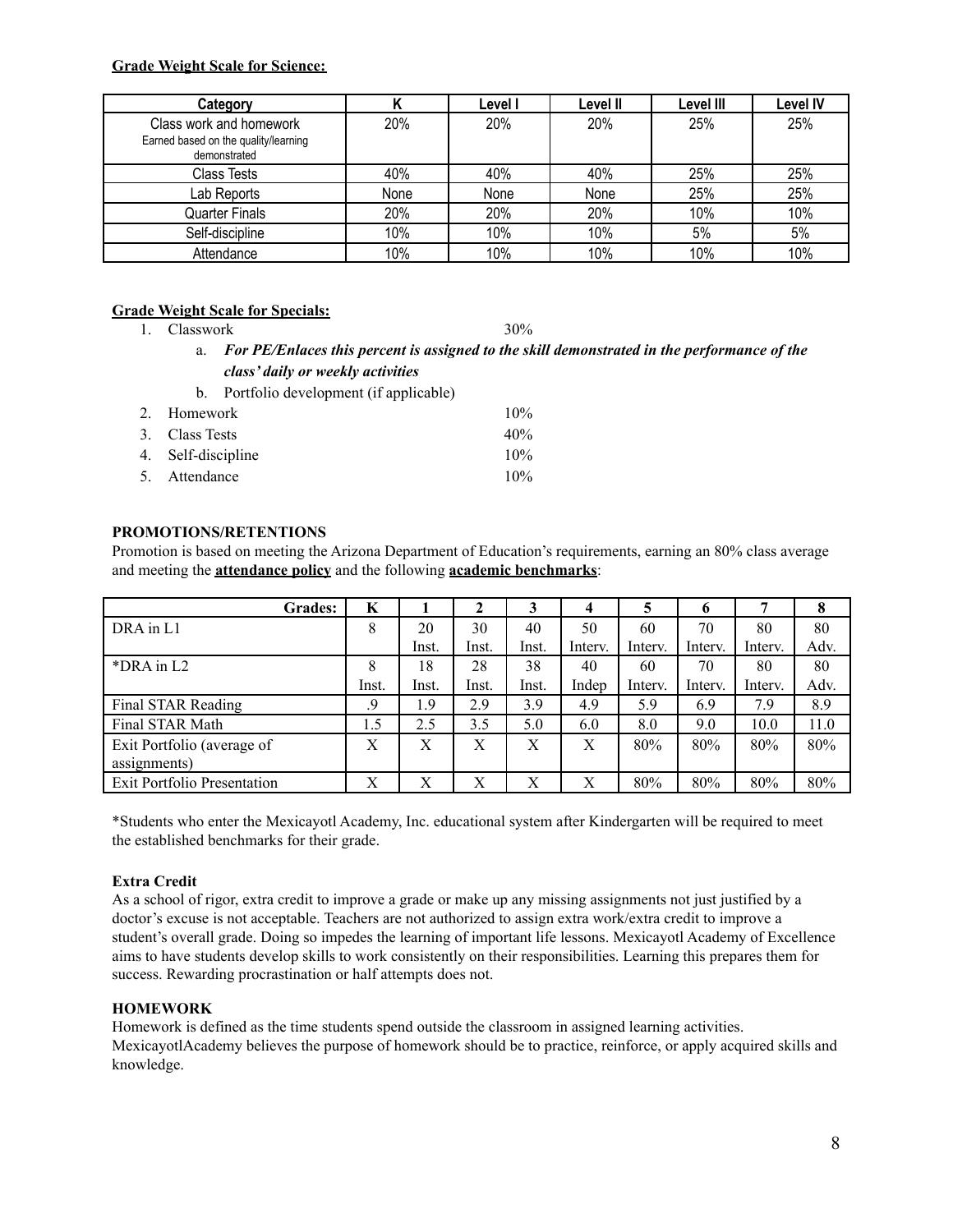**Grade Weight Scale for Science:**

| Category | K | Level I | Level II | Level III | Level IV |
|---|---|---|---|---|---|
| Class work and homework<br>Earned based on the quality/learning demonstrated | 20% | 20% | 20% | 25% | 25% |
| Class Tests | 40% | 40% | 40% | 25% | 25% |
| Lab Reports | None | None | None | 25% | 25% |
| Quarter Finals | 20% | 20% | 20% | 10% | 10% |
| Self-discipline | 10% | 10% | 10% | 5% | 5% |
| Attendance | 10% | 10% | 10% | 10% | 10% |

**Grade Weight Scale for Specials:**

1. Classwork 30%
   a. ***For PE/Enlaces this percent is assigned to the skill demonstrated in the performance of the class' daily or weekly activities***
   b. Portfolio development (if applicable)
2. Homework 10%
3. Class Tests 40%
4. Self-discipline 10%
5. Attendance 10%

**PROMOTIONS/RETENTIONS**

Promotion is based on meeting the Arizona Department of Education's requirements, earning an 80% class average and meeting the **attendance policy** and the following **academic benchmarks**:

| Grades: | K | 1 | 2 | 3 | 4 | 5 | 6 | 7 | 8 |
|---|---|---|---|---|---|---|---|---|---|
| DRA in L1 | 8 | 20 Inst. | 30 Inst. | 40 Inst. | 50 Interv. | 60 Interv. | 70 Interv. | 80 Interv. | 80 Adv. |
| *DRA in L2 | 8 Inst. | 18 Inst. | 28 Inst. | 38 Inst. | 40 Indep | 60 Interv. | 70 Interv. | 80 Interv. | 80 Adv. |
| Final STAR Reading | .9 | 1.9 | 2.9 | 3.9 | 4.9 | 5.9 | 6.9 | 7.9 | 8.9 |
| Final STAR Math | 1.5 | 2.5 | 3.5 | 5.0 | 6.0 | 8.0 | 9.0 | 10.0 | 11.0 |
| Exit Portfolio (average of assignments) | X | X | X | X | X | 80% | 80% | 80% | 80% |
| Exit Portfolio Presentation | X | X | X | X | X | 80% | 80% | 80% | 80% |

*Students who enter the Mexicayotl Academy, Inc. educational system after Kindergarten will be required to meet the established benchmarks for their grade.

**Extra Credit**

As a school of rigor, extra credit to improve a grade or make up any missing assignments not just justified by a doctor's excuse is not acceptable. Teachers are not authorized to assign extra work/extra credit to improve a student's overall grade. Doing so impedes the learning of important life lessons. Mexicayotl Academy of Excellence aims to have students develop skills to work consistently on their responsibilities. Learning this prepares them for success. Rewarding procrastination or half attempts does not.

**HOMEWORK**

Homework is defined as the time students spend outside the classroom in assigned learning activities. MexicayotlAcademy believes the purpose of homework should be to practice, reinforce, or apply acquired skills and knowledge.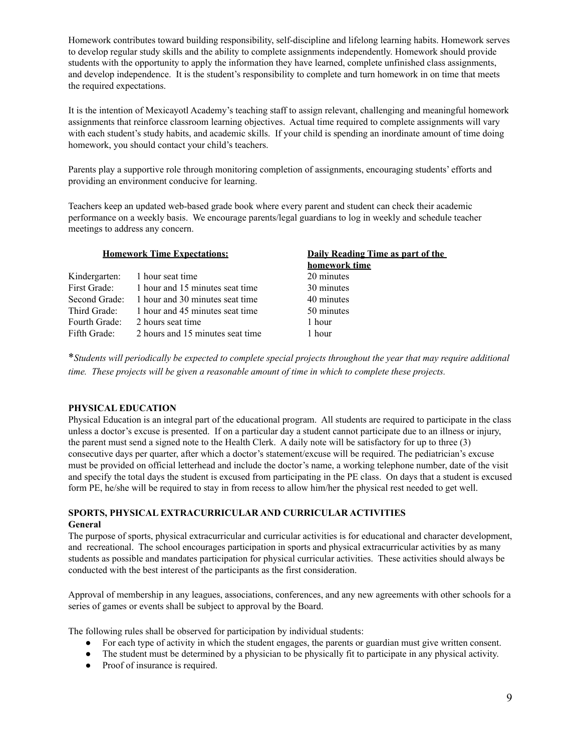Homework contributes toward building responsibility, self-discipline and lifelong learning habits. Homework serves to develop regular study skills and the ability to complete assignments independently. Homework should provide students with the opportunity to apply the information they have learned, complete unfinished class assignments, and develop independence. It is the student's responsibility to complete and turn homework in on time that meets the required expectations.

It is the intention of Mexicayotl Academy's teaching staff to assign relevant, challenging and meaningful homework assignments that reinforce classroom learning objectives. Actual time required to complete assignments will vary with each student's study habits, and academic skills. If your child is spending an inordinate amount of time doing homework, you should contact your child's teachers.

Parents play a supportive role through monitoring completion of assignments, encouraging students' efforts and providing an environment conducive for learning.

Teachers keep an updated web-based grade book where every parent and student can check their academic performance on a weekly basis. We encourage parents/legal guardians to log in weekly and schedule teacher meetings to address any concern.

| | **Homework Time Expectations:** | **Daily Reading Time as part of the homework time** |
|---|---|---|
| Kindergarten: | 1 hour seat time | 20 minutes |
| First Grade: | 1 hour and 15 minutes seat time | 30 minutes |
| Second Grade: | 1 hour and 30 minutes seat time | 40 minutes |
| Third Grade: | 1 hour and 45 minutes seat time | 50 minutes |
| Fourth Grade: | 2 hours seat time | 1 hour |
| Fifth Grade: | 2 hours and 15 minutes seat time | 1 hour |

**Students will periodically be expected to complete special projects throughout the year that may require additional time. These projects will be given a reasonable amount of time in which to complete these projects.*

### PHYSICAL EDUCATION

Physical Education is an integral part of the educational program. All students are required to participate in the class unless a doctor's excuse is presented. If on a particular day a student cannot participate due to an illness or injury, the parent must send a signed note to the Health Clerk. A daily note will be satisfactory for up to three (3) consecutive days per quarter, after which a doctor's statement/excuse will be required. The pediatrician's excuse must be provided on official letterhead and include the doctor's name, a working telephone number, date of the visit and specify the total days the student is excused from participating in the PE class. On days that a student is excused form PE, he/she will be required to stay in from recess to allow him/her the physical rest needed to get well.

### SPORTS, PHYSICAL EXTRACURRICULAR AND CURRICULAR ACTIVITIES

**General**

The purpose of sports, physical extracurricular and curricular activities is for educational and character development, and recreational. The school encourages participation in sports and physical extracurricular activities by as many students as possible and mandates participation for physical curricular activities. These activities should always be conducted with the best interest of the participants as the first consideration.

Approval of membership in any leagues, associations, conferences, and any new agreements with other schools for a series of games or events shall be subject to approval by the Board.

The following rules shall be observed for participation by individual students:

- For each type of activity in which the student engages, the parents or guardian must give written consent.
- The student must be determined by a physician to be physically fit to participate in any physical activity.
- Proof of insurance is required.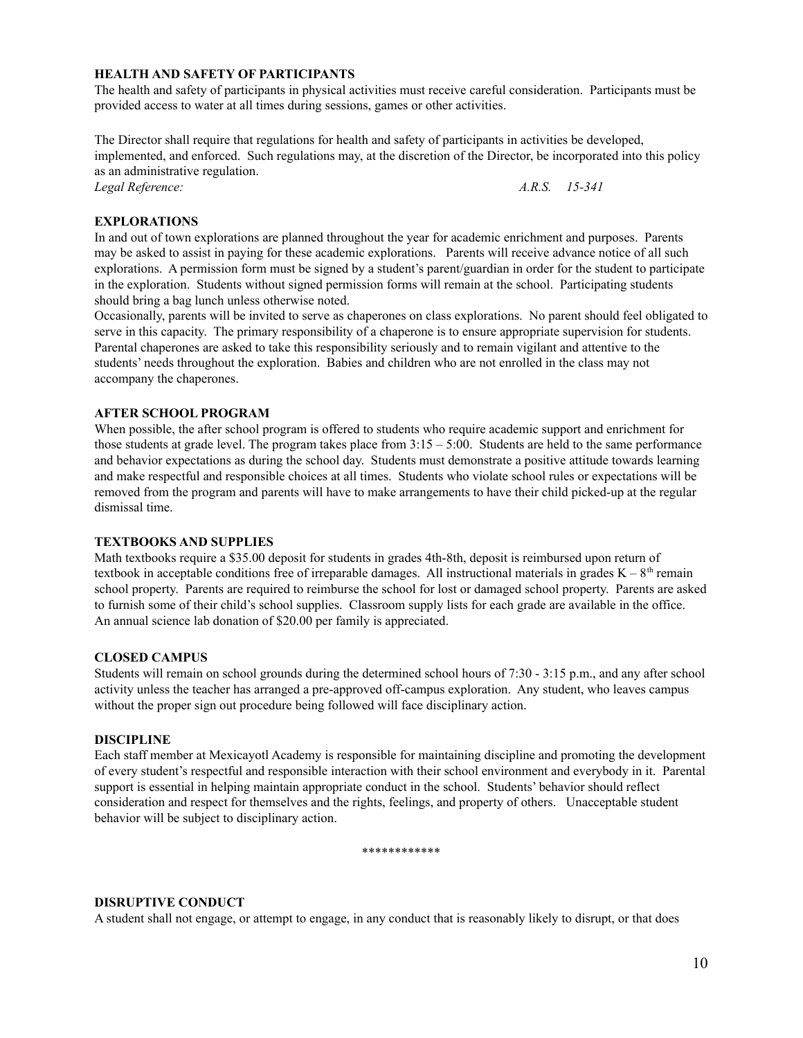**HEALTH AND SAFETY OF PARTICIPANTS**

The health and safety of participants in physical activities must receive careful consideration. Participants must be provided access to water at all times during sessions, games or other activities.

The Director shall require that regulations for health and safety of participants in activities be developed, implemented, and enforced. Such regulations may, at the discretion of the Director, be incorporated into this policy as an administrative regulation.

*Legal Reference:* *A.R.S. 15-341*

**EXPLORATIONS**

In and out of town explorations are planned throughout the year for academic enrichment and purposes. Parents may be asked to assist in paying for these academic explorations. Parents will receive advance notice of all such explorations. A permission form must be signed by a student's parent/guardian in order for the student to participate in the exploration. Students without signed permission forms will remain at the school. Participating students should bring a bag lunch unless otherwise noted.

Occasionally, parents will be invited to serve as chaperones on class explorations. No parent should feel obligated to serve in this capacity. The primary responsibility of a chaperone is to ensure appropriate supervision for students. Parental chaperones are asked to take this responsibility seriously and to remain vigilant and attentive to the students' needs throughout the exploration. Babies and children who are not enrolled in the class may not accompany the chaperones.

**AFTER SCHOOL PROGRAM**

When possible, the after school program is offered to students who require academic support and enrichment for those students at grade level. The program takes place from 3:15 – 5:00. Students are held to the same performance and behavior expectations as during the school day. Students must demonstrate a positive attitude towards learning and make respectful and responsible choices at all times. Students who violate school rules or expectations will be removed from the program and parents will have to make arrangements to have their child picked-up at the regular dismissal time.

**TEXTBOOKS AND SUPPLIES**

Math textbooks require a $35.00 deposit for students in grades 4th-8th, deposit is reimbursed upon return of textbook in acceptable conditions free of irreparable damages. All instructional materials in grades K – 8th remain school property. Parents are required to reimburse the school for lost or damaged school property. Parents are asked to furnish some of their child's school supplies. Classroom supply lists for each grade are available in the office. An annual science lab donation of $20.00 per family is appreciated.

**CLOSED CAMPUS**

Students will remain on school grounds during the determined school hours of 7:30 - 3:15 p.m., and any after school activity unless the teacher has arranged a pre-approved off-campus exploration. Any student, who leaves campus without the proper sign out procedure being followed will face disciplinary action.

**DISCIPLINE**

Each staff member at Mexicayotl Academy is responsible for maintaining discipline and promoting the development of every student's respectful and responsible interaction with their school environment and everybody in it. Parental support is essential in helping maintain appropriate conduct in the school. Students' behavior should reflect consideration and respect for themselves and the rights, feelings, and property of others. Unacceptable student behavior will be subject to disciplinary action.

************

**DISRUPTIVE CONDUCT**

A student shall not engage, or attempt to engage, in any conduct that is reasonably likely to disrupt, or that does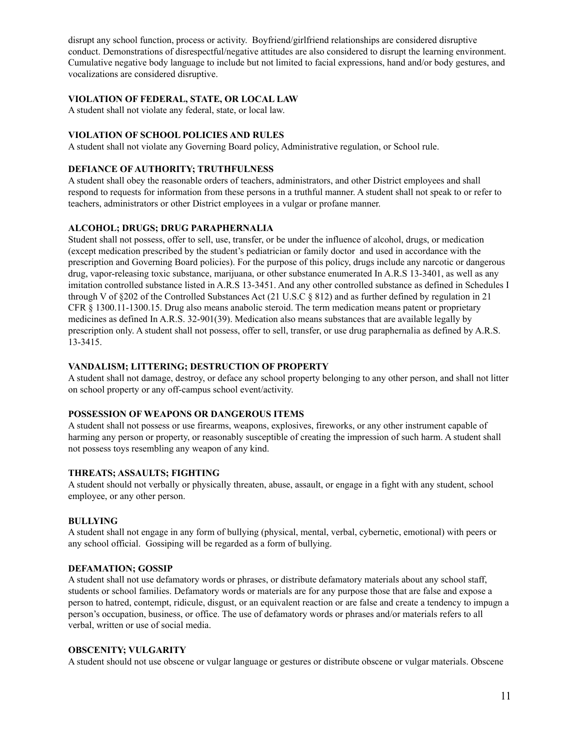disrupt any school function, process or activity. Boyfriend/girlfriend relationships are considered disruptive conduct. Demonstrations of disrespectful/negative attitudes are also considered to disrupt the learning environment. Cumulative negative body language to include but not limited to facial expressions, hand and/or body gestures, and vocalizations are considered disruptive.

**VIOLATION OF FEDERAL, STATE, OR LOCAL LAW**

A student shall not violate any federal, state, or local law.

**VIOLATION OF SCHOOL POLICIES AND RULES**

A student shall not violate any Governing Board policy, Administrative regulation, or School rule.

**DEFIANCE OF AUTHORITY; TRUTHFULNESS**

A student shall obey the reasonable orders of teachers, administrators, and other District employees and shall respond to requests for information from these persons in a truthful manner. A student shall not speak to or refer to teachers, administrators or other District employees in a vulgar or profane manner.

**ALCOHOL; DRUGS; DRUG PARAPHERNALIA**

Student shall not possess, offer to sell, use, transfer, or be under the influence of alcohol, drugs, or medication (except medication prescribed by the student's pediatrician or family doctor and used in accordance with the prescription and Governing Board policies). For the purpose of this policy, drugs include any narcotic or dangerous drug, vapor-releasing toxic substance, marijuana, or other substance enumerated In A.R.S 13-3401, as well as any imitation controlled substance listed in A.R.S 13-3451. And any other controlled substance as defined in Schedules I through V of §202 of the Controlled Substances Act (21 U.S.C § 812) and as further defined by regulation in 21 CFR § 1300.11-1300.15. Drug also means anabolic steroid. The term medication means patent or proprietary medicines as defined In A.R.S. 32-901(39). Medication also means substances that are available legally by prescription only. A student shall not possess, offer to sell, transfer, or use drug paraphernalia as defined by A.R.S. 13-3415.

**VANDALISM; LITTERING; DESTRUCTION OF PROPERTY**

A student shall not damage, destroy, or deface any school property belonging to any other person, and shall not litter on school property or any off-campus school event/activity.

**POSSESSION OF WEAPONS OR DANGEROUS ITEMS**

A student shall not possess or use firearms, weapons, explosives, fireworks, or any other instrument capable of harming any person or property, or reasonably susceptible of creating the impression of such harm. A student shall not possess toys resembling any weapon of any kind.

**THREATS; ASSAULTS; FIGHTING**

A student should not verbally or physically threaten, abuse, assault, or engage in a fight with any student, school employee, or any other person.

**BULLYING**

A student shall not engage in any form of bullying (physical, mental, verbal, cybernetic, emotional) with peers or any school official. Gossiping will be regarded as a form of bullying.

**DEFAMATION; GOSSIP**

A student shall not use defamatory words or phrases, or distribute defamatory materials about any school staff, students or school families. Defamatory words or materials are for any purpose those that are false and expose a person to hatred, contempt, ridicule, disgust, or an equivalent reaction or are false and create a tendency to impugn a person's occupation, business, or office. The use of defamatory words or phrases and/or materials refers to all verbal, written or use of social media.

**OBSCENITY; VULGARITY**

A student should not use obscene or vulgar language or gestures or distribute obscene or vulgar materials. Obscene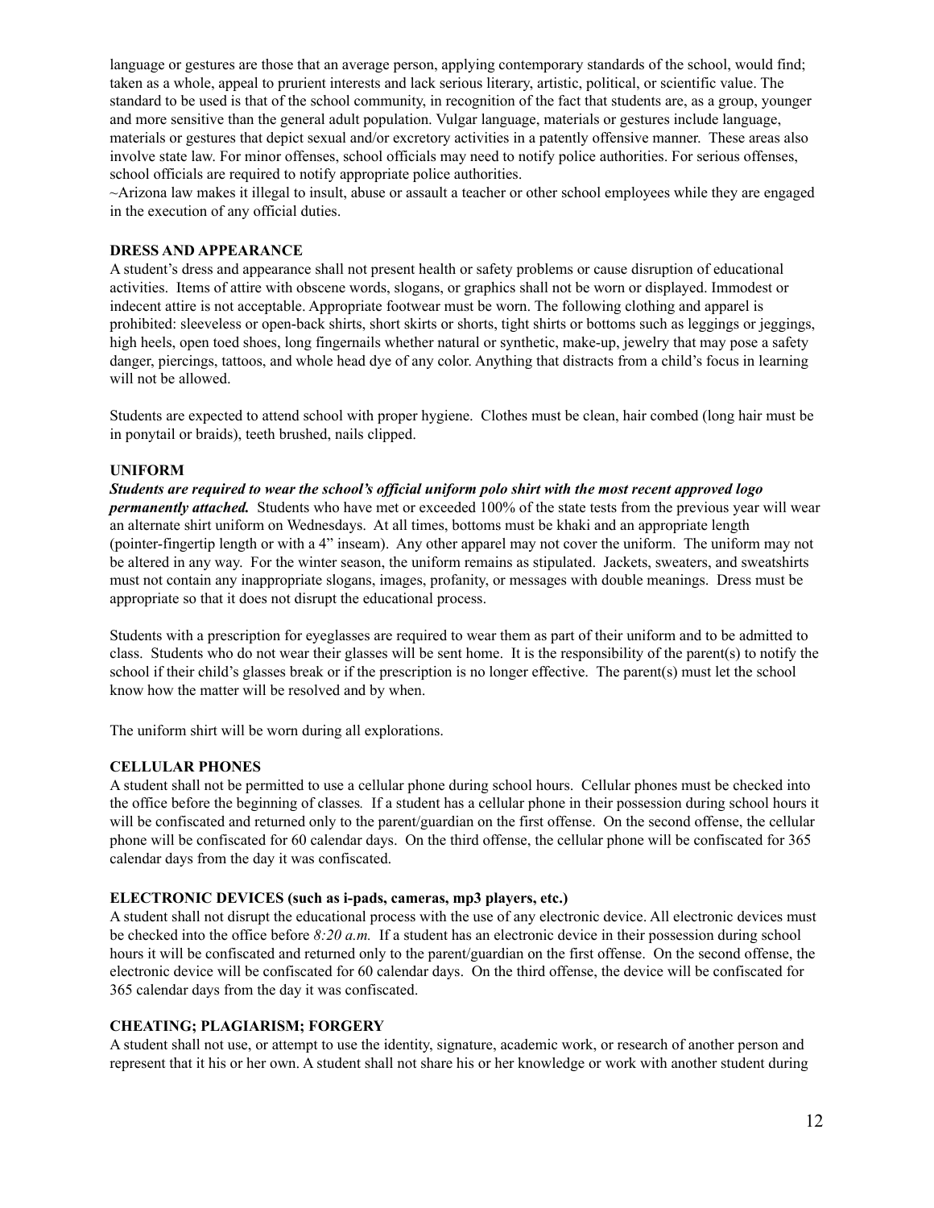language or gestures are those that an average person, applying contemporary standards of the school, would find; taken as a whole, appeal to prurient interests and lack serious literary, artistic, political, or scientific value. The standard to be used is that of the school community, in recognition of the fact that students are, as a group, younger and more sensitive than the general adult population. Vulgar language, materials or gestures include language, materials or gestures that depict sexual and/or excretory activities in a patently offensive manner. These areas also involve state law. For minor offenses, school officials may need to notify police authorities. For serious offenses, school officials are required to notify appropriate police authorities.
~Arizona law makes it illegal to insult, abuse or assault a teacher or other school employees while they are engaged in the execution of any official duties.

**DRESS AND APPEARANCE**
A student's dress and appearance shall not present health or safety problems or cause disruption of educational activities. Items of attire with obscene words, slogans, or graphics shall not be worn or displayed. Immodest or indecent attire is not acceptable. Appropriate footwear must be worn. The following clothing and apparel is prohibited: sleeveless or open-back shirts, short skirts or shorts, tight shirts or bottoms such as leggings or jeggings, high heels, open toed shoes, long fingernails whether natural or synthetic, make-up, jewelry that may pose a safety danger, piercings, tattoos, and whole head dye of any color. Anything that distracts from a child's focus in learning will not be allowed.

Students are expected to attend school with proper hygiene. Clothes must be clean, hair combed (long hair must be in ponytail or braids), teeth brushed, nails clipped.

**UNIFORM**
***Students are required to wear the school's official uniform polo shirt with the most recent approved logo permanently attached.*** Students who have met or exceeded 100% of the state tests from the previous year will wear an alternate shirt uniform on Wednesdays. At all times, bottoms must be khaki and an appropriate length (pointer-fingertip length or with a 4" inseam). Any other apparel may not cover the uniform. The uniform may not be altered in any way. For the winter season, the uniform remains as stipulated. Jackets, sweaters, and sweatshirts must not contain any inappropriate slogans, images, profanity, or messages with double meanings. Dress must be appropriate so that it does not disrupt the educational process.

Students with a prescription for eyeglasses are required to wear them as part of their uniform and to be admitted to class. Students who do not wear their glasses will be sent home. It is the responsibility of the parent(s) to notify the school if their child's glasses break or if the prescription is no longer effective. The parent(s) must let the school know how the matter will be resolved and by when.

The uniform shirt will be worn during all explorations.

**CELLULAR PHONES**
A student shall not be permitted to use a cellular phone during school hours. Cellular phones must be checked into the office before the beginning of classes*.* If a student has a cellular phone in their possession during school hours it will be confiscated and returned only to the parent/guardian on the first offense. On the second offense, the cellular phone will be confiscated for 60 calendar days. On the third offense, the cellular phone will be confiscated for 365 calendar days from the day it was confiscated.

**ELECTRONIC DEVICES (such as i-pads, cameras, mp3 players, etc.)**
A student shall not disrupt the educational process with the use of any electronic device. All electronic devices must be checked into the office before *8:20 a.m.* If a student has an electronic device in their possession during school hours it will be confiscated and returned only to the parent/guardian on the first offense. On the second offense, the electronic device will be confiscated for 60 calendar days. On the third offense, the device will be confiscated for 365 calendar days from the day it was confiscated.

**CHEATING; PLAGIARISM; FORGERY**
A student shall not use, or attempt to use the identity, signature, academic work, or research of another person and represent that it his or her own. A student shall not share his or her knowledge or work with another student during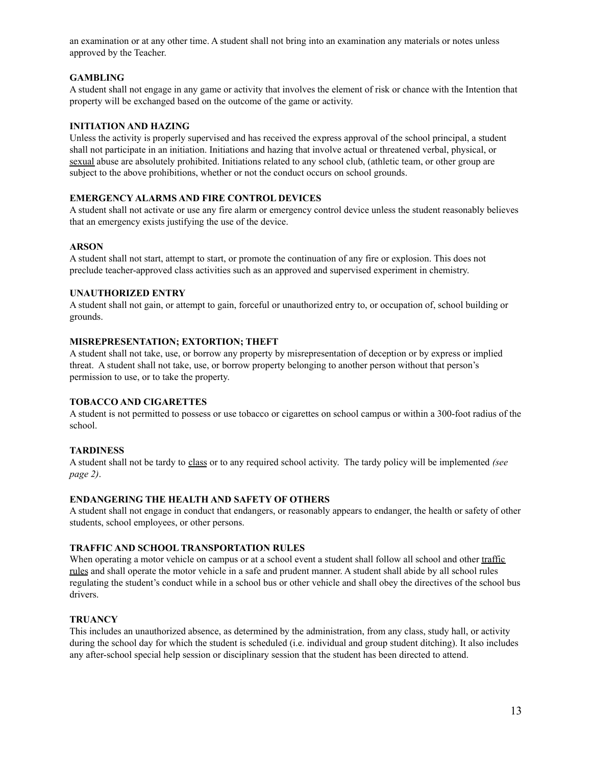an examination or at any other time. A student shall not bring into an examination any materials or notes unless approved by the Teacher.

**GAMBLING**

A student shall not engage in any game or activity that involves the element of risk or chance with the Intention that property will be exchanged based on the outcome of the game or activity.

**INITIATION AND HAZING**

Unless the activity is properly supervised and has received the express approval of the school principal, a student shall not participate in an initiation. Initiations and hazing that involve actual or threatened verbal, physical, or sexual abuse are absolutely prohibited. Initiations related to any school club, (athletic team, or other group are subject to the above prohibitions, whether or not the conduct occurs on school grounds.

**EMERGENCY ALARMS AND FIRE CONTROL DEVICES**

A student shall not activate or use any fire alarm or emergency control device unless the student reasonably believes that an emergency exists justifying the use of the device.

**ARSON**

A student shall not start, attempt to start, or promote the continuation of any fire or explosion. This does not preclude teacher-approved class activities such as an approved and supervised experiment in chemistry.

**UNAUTHORIZED ENTRY**

A student shall not gain, or attempt to gain, forceful or unauthorized entry to, or occupation of, school building or grounds.

**MISREPRESENTATION; EXTORTION; THEFT**

A student shall not take, use, or borrow any property by misrepresentation of deception or by express or implied threat. A student shall not take, use, or borrow property belonging to another person without that person's permission to use, or to take the property.

**TOBACCO AND CIGARETTES**

A student is not permitted to possess or use tobacco or cigarettes on school campus or within a 300-foot radius of the school.

**TARDINESS**

A student shall not be tardy to class or to any required school activity. The tardy policy will be implemented *(see page 2)*.

**ENDANGERING THE HEALTH AND SAFETY OF OTHERS**

A student shall not engage in conduct that endangers, or reasonably appears to endanger, the health or safety of other students, school employees, or other persons.

**TRAFFIC AND SCHOOL TRANSPORTATION RULES**

When operating a motor vehicle on campus or at a school event a student shall follow all school and other traffic rules and shall operate the motor vehicle in a safe and prudent manner. A student shall abide by all school rules regulating the student's conduct while in a school bus or other vehicle and shall obey the directives of the school bus drivers.

**TRUANCY**

This includes an unauthorized absence, as determined by the administration, from any class, study hall, or activity during the school day for which the student is scheduled (i.e. individual and group student ditching). It also includes any after-school special help session or disciplinary session that the student has been directed to attend.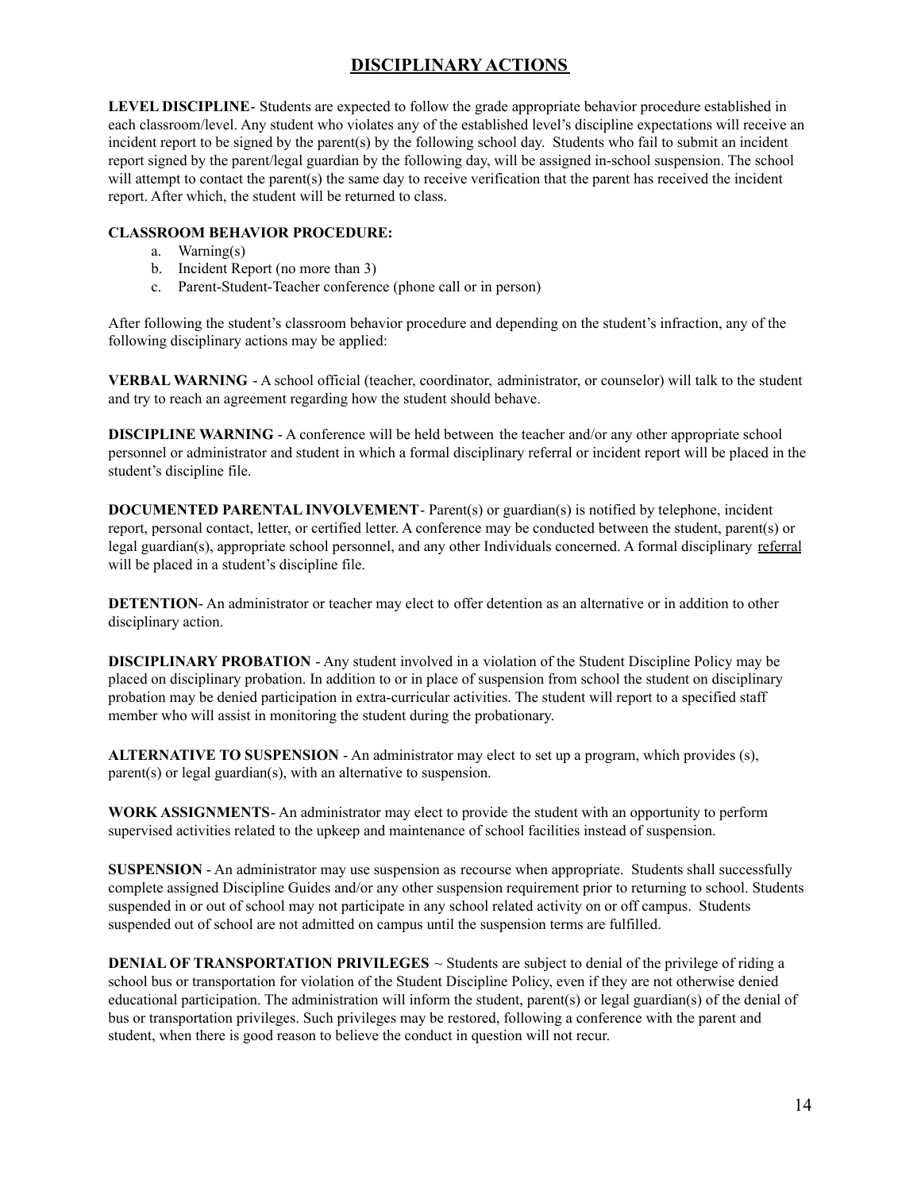# DISCIPLINARY ACTIONS

**LEVEL DISCIPLINE**- Students are expected to follow the grade appropriate behavior procedure established in each classroom/level. Any student who violates any of the established level's discipline expectations will receive an incident report to be signed by the parent(s) by the following school day. Students who fail to submit an incident report signed by the parent/legal guardian by the following day, will be assigned in-school suspension. The school will attempt to contact the parent(s) the same day to receive verification that the parent has received the incident report. After which, the student will be returned to class.

**CLASSROOM BEHAVIOR PROCEDURE:**

a. Warning(s)
b. Incident Report (no more than 3)
c. Parent-Student-Teacher conference (phone call or in person)

After following the student's classroom behavior procedure and depending on the student's infraction, any of the following disciplinary actions may be applied:

**VERBAL WARNING** - A school official (teacher, coordinator, administrator, or counselor) will talk to the student and try to reach an agreement regarding how the student should behave.

**DISCIPLINE WARNING** - A conference will be held between the teacher and/or any other appropriate school personnel or administrator and student in which a formal disciplinary referral or incident report will be placed in the student's discipline file.

**DOCUMENTED PARENTAL INVOLVEMENT**- Parent(s) or guardian(s) is notified by telephone, incident report, personal contact, letter, or certified letter. A conference may be conducted between the student, parent(s) or legal guardian(s), appropriate school personnel, and any other Individuals concerned. A formal disciplinary referral will be placed in a student's discipline file.

**DETENTION**- An administrator or teacher may elect to offer detention as an alternative or in addition to other disciplinary action.

**DISCIPLINARY PROBATION** - Any student involved in a violation of the Student Discipline Policy may be placed on disciplinary probation. In addition to or in place of suspension from school the student on disciplinary probation may be denied participation in extra-curricular activities. The student will report to a specified staff member who will assist in monitoring the student during the probationary.

**ALTERNATIVE TO SUSPENSION** - An administrator may elect to set up a program, which provides (s), parent(s) or legal guardian(s), with an alternative to suspension.

**WORK ASSIGNMENTS**- An administrator may elect to provide the student with an opportunity to perform supervised activities related to the upkeep and maintenance of school facilities instead of suspension.

**SUSPENSION** - An administrator may use suspension as recourse when appropriate. Students shall successfully complete assigned Discipline Guides and/or any other suspension requirement prior to returning to school. Students suspended in or out of school may not participate in any school related activity on or off campus. Students suspended out of school are not admitted on campus until the suspension terms are fulfilled.

**DENIAL OF TRANSPORTATION PRIVILEGES** ~ Students are subject to denial of the privilege of riding a school bus or transportation for violation of the Student Discipline Policy, even if they are not otherwise denied educational participation. The administration will inform the student, parent(s) or legal guardian(s) of the denial of bus or transportation privileges. Such privileges may be restored, following a conference with the parent and student, when there is good reason to believe the conduct in question will not recur.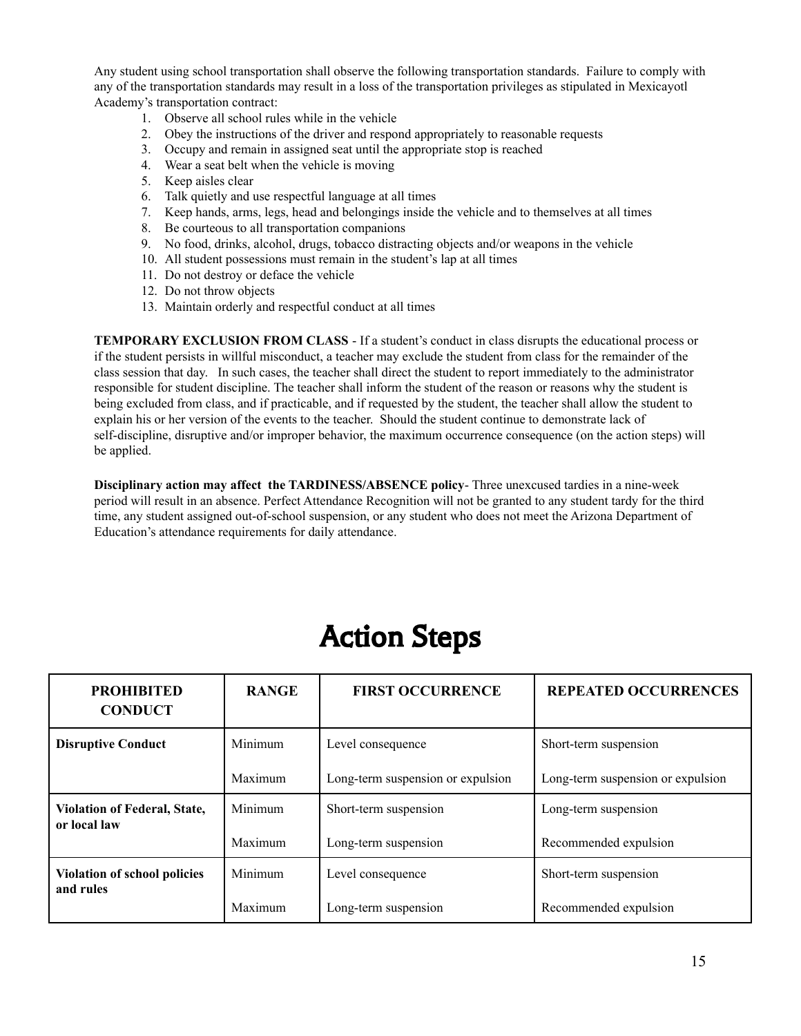Any student using school transportation shall observe the following transportation standards. Failure to comply with any of the transportation standards may result in a loss of the transportation privileges as stipulated in Mexicayotl Academy's transportation contract:

1. Observe all school rules while in the vehicle
2. Obey the instructions of the driver and respond appropriately to reasonable requests
3. Occupy and remain in assigned seat until the appropriate stop is reached
4. Wear a seat belt when the vehicle is moving
5. Keep aisles clear
6. Talk quietly and use respectful language at all times
7. Keep hands, arms, legs, head and belongings inside the vehicle and to themselves at all times
8. Be courteous to all transportation companions
9. No food, drinks, alcohol, drugs, tobacco distracting objects and/or weapons in the vehicle
10. All student possessions must remain in the student's lap at all times
11. Do not destroy or deface the vehicle
12. Do not throw objects
13. Maintain orderly and respectful conduct at all times

**TEMPORARY EXCLUSION FROM CLASS** - If a student's conduct in class disrupts the educational process or if the student persists in willful misconduct, a teacher may exclude the student from class for the remainder of the class session that day. In such cases, the teacher shall direct the student to report immediately to the administrator responsible for student discipline. The teacher shall inform the student of the reason or reasons why the student is being excluded from class, and if practicable, and if requested by the student, the teacher shall allow the student to explain his or her version of the events to the teacher. Should the student continue to demonstrate lack of self-discipline, disruptive and/or improper behavior, the maximum occurrence consequence (on the action steps) will be applied.

**Disciplinary action may affect the TARDINESS/ABSENCE policy**- Three unexcused tardies in a nine-week period will result in an absence. Perfect Attendance Recognition will not be granted to any student tardy for the third time, any student assigned out-of-school suspension, or any student who does not meet the Arizona Department of Education's attendance requirements for daily attendance.

# Action Steps

| PROHIBITED CONDUCT | RANGE | FIRST OCCURRENCE | REPEATED OCCURRENCES |
|---|---|---|---|
| **Disruptive Conduct** | Minimum | Level consequence | Short-term suspension |
| | Maximum | Long-term suspension or expulsion | Long-term suspension or expulsion |
| **Violation of Federal, State, or local law** | Minimum | Short-term suspension | Long-term suspension |
| | Maximum | Long-term suspension | Recommended expulsion |
| **Violation of school policies and rules** | Minimum | Level consequence | Short-term suspension |
| | Maximum | Long-term suspension | Recommended expulsion |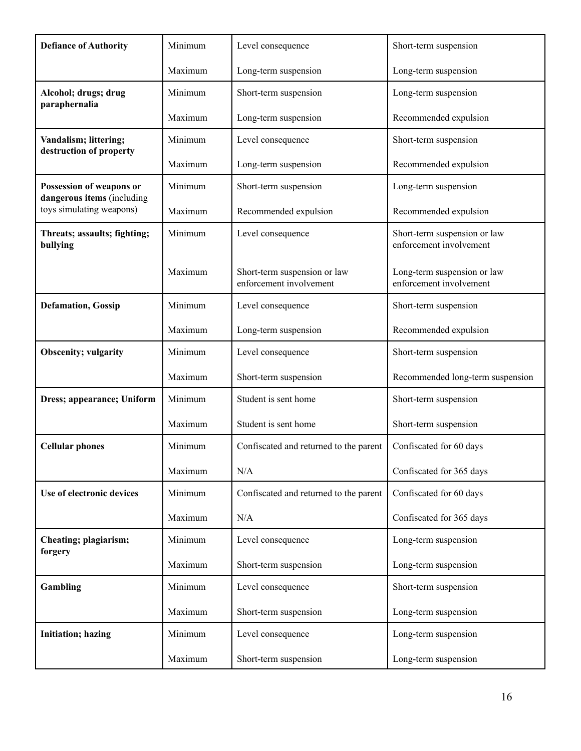| | | | |
|---|---|---|---|
| **Defiance of Authority** | Minimum | Level consequence | Short-term suspension |
| | Maximum | Long-term suspension | Long-term suspension |
| **Alcohol; drugs; drug paraphernalia** | Minimum | Short-term suspension | Long-term suspension |
| | Maximum | Long-term suspension | Recommended expulsion |
| **Vandalism; littering; destruction of property** | Minimum | Level consequence | Short-term suspension |
| | Maximum | Long-term suspension | Recommended expulsion |
| **Possession of weapons or dangerous items** (including toys simulating weapons) | Minimum | Short-term suspension | Long-term suspension |
| | Maximum | Recommended expulsion | Recommended expulsion |
| **Threats; assaults; fighting; bullying** | Minimum | Level consequence | Short-term suspension or law enforcement involvement |
| | Maximum | Short-term suspension or law enforcement involvement | Long-term suspension or law enforcement involvement |
| **Defamation, Gossip** | Minimum | Level consequence | Short-term suspension |
| | Maximum | Long-term suspension | Recommended expulsion |
| **Obscenity; vulgarity** | Minimum | Level consequence | Short-term suspension |
| | Maximum | Short-term suspension | Recommended long-term suspension |
| **Dress; appearance; Uniform** | Minimum | Student is sent home | Short-term suspension |
| | Maximum | Student is sent home | Short-term suspension |
| **Cellular phones** | Minimum | Confiscated and returned to the parent | Confiscated for 60 days |
| | Maximum | N/A | Confiscated for 365 days |
| **Use of electronic devices** | Minimum | Confiscated and returned to the parent | Confiscated for 60 days |
| | Maximum | N/A | Confiscated for 365 days |
| **Cheating; plagiarism; forgery** | Minimum | Level consequence | Long-term suspension |
| | Maximum | Short-term suspension | Long-term suspension |
| **Gambling** | Minimum | Level consequence | Short-term suspension |
| | Maximum | Short-term suspension | Long-term suspension |
| **Initiation; hazing** | Minimum | Level consequence | Long-term suspension |
| | Maximum | Short-term suspension | Long-term suspension |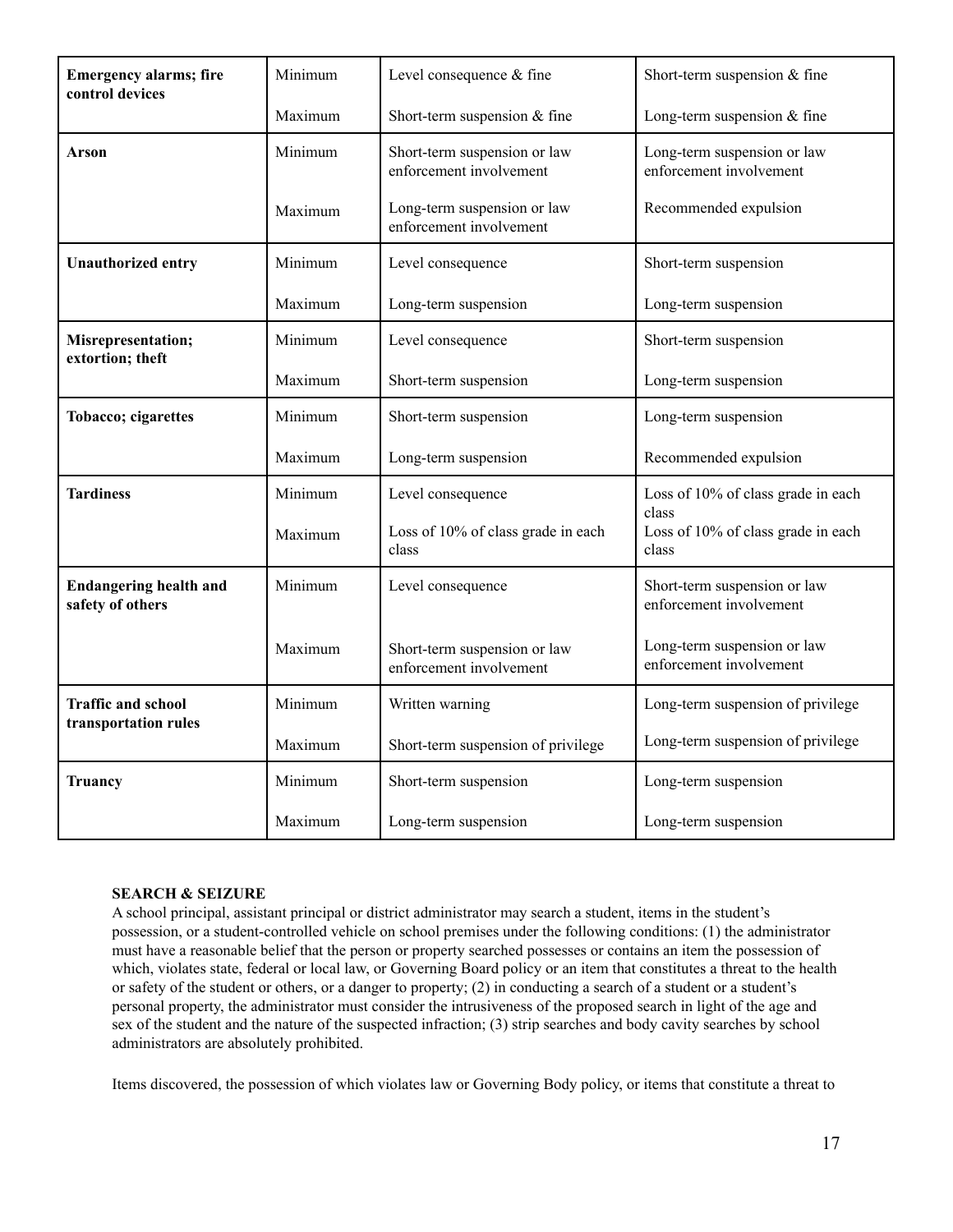| | | | |
|---|---|---|---|
| **Emergency alarms; fire control devices** | Minimum | Level consequence & fine | Short-term suspension & fine |
| | Maximum | Short-term suspension & fine | Long-term suspension & fine |
| **Arson** | Minimum | Short-term suspension or law enforcement involvement | Long-term suspension or law enforcement involvement |
| | Maximum | Long-term suspension or law enforcement involvement | Recommended expulsion |
| **Unauthorized entry** | Minimum | Level consequence | Short-term suspension |
| | Maximum | Long-term suspension | Long-term suspension |
| **Misrepresentation; extortion; theft** | Minimum | Level consequence | Short-term suspension |
| | Maximum | Short-term suspension | Long-term suspension |
| **Tobacco; cigarettes** | Minimum | Short-term suspension | Long-term suspension |
| | Maximum | Long-term suspension | Recommended expulsion |
| **Tardiness** | Minimum | Level consequence | Loss of 10% of class grade in each class |
| | Maximum | Loss of 10% of class grade in each class | Loss of 10% of class grade in each class |
| **Endangering health and safety of others** | Minimum | Level consequence | Short-term suspension or law enforcement involvement |
| | Maximum | Short-term suspension or law enforcement involvement | Long-term suspension or law enforcement involvement |
| **Traffic and school transportation rules** | Minimum | Written warning | Long-term suspension of privilege |
| | Maximum | Short-term suspension of privilege | Long-term suspension of privilege |
| **Truancy** | Minimum | Short-term suspension | Long-term suspension |
| | Maximum | Long-term suspension | Long-term suspension |

**SEARCH & SEIZURE**

A school principal, assistant principal or district administrator may search a student, items in the student's possession, or a student-controlled vehicle on school premises under the following conditions: (1) the administrator must have a reasonable belief that the person or property searched possesses or contains an item the possession of which, violates state, federal or local law, or Governing Board policy or an item that constitutes a threat to the health or safety of the student or others, or a danger to property; (2) in conducting a search of a student or a student's personal property, the administrator must consider the intrusiveness of the proposed search in light of the age and sex of the student and the nature of the suspected infraction; (3) strip searches and body cavity searches by school administrators are absolutely prohibited.

Items discovered, the possession of which violates law or Governing Body policy, or items that constitute a threat to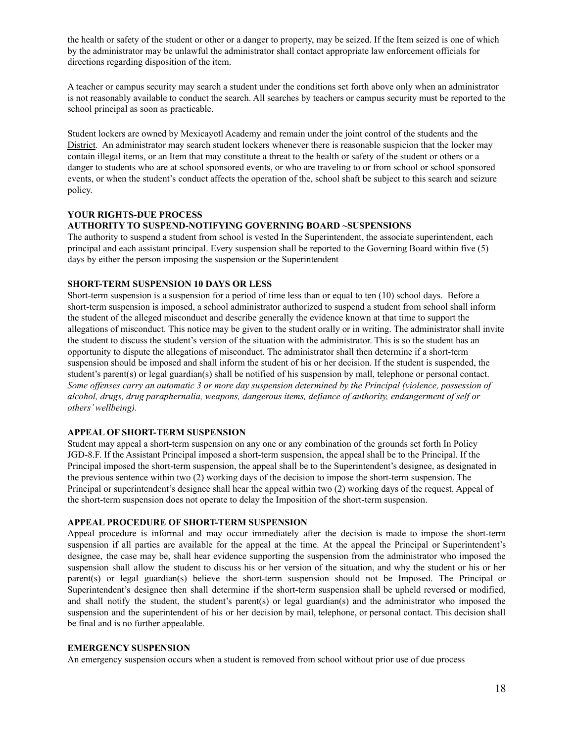the health or safety of the student or other or a danger to property, may be seized. If the Item seized is one of which by the administrator may be unlawful the administrator shall contact appropriate law enforcement officials for directions regarding disposition of the item.

A teacher or campus security may search a student under the conditions set forth above only when an administrator is not reasonably available to conduct the search. All searches by teachers or campus security must be reported to the school principal as soon as practicable.

Student lockers are owned by Mexicayotl Academy and remain under the joint control of the students and the District. An administrator may search student lockers whenever there is reasonable suspicion that the locker may contain illegal items, or an Item that may constitute a threat to the health or safety of the student or others or a danger to students who are at school sponsored events, or who are traveling to or from school or school sponsored events, or when the student's conduct affects the operation of the, school shaft be subject to this search and seizure policy.

**YOUR RIGHTS-DUE PROCESS**

**AUTHORITY TO SUSPEND-NOTIFYING GOVERNING BOARD ~SUSPENSIONS**

The authority to suspend a student from school is vested In the Superintendent, the associate superintendent, each principal and each assistant principal. Every suspension shall be reported to the Governing Board within five (5) days by either the person imposing the suspension or the Superintendent

**SHORT-TERM SUSPENSION 10 DAYS OR LESS**

Short-term suspension is a suspension for a period of time less than or equal to ten (10) school days. Before a short-term suspension is imposed, a school administrator authorized to suspend a student from school shall inform the student of the alleged misconduct and describe generally the evidence known at that time to support the allegations of misconduct. This notice may be given to the student orally or in writing. The administrator shall invite the student to discuss the student's version of the situation with the administrator. This is so the student has an opportunity to dispute the allegations of misconduct. The administrator shall then determine if a short-term suspension should be imposed and shall inform the student of his or her decision. If the student is suspended, the student's parent(s) or legal guardian(s) shall be notified of his suspension by mall, telephone or personal contact. *Some offenses carry an automatic 3 or more day suspension determined by the Principal (violence, possession of alcohol, drugs, drug paraphernalia, weapons, dangerous items, defiance of authority, endangerment of self or others' wellbeing).*

**APPEAL OF SHORT-TERM SUSPENSION**

Student may appeal a short-term suspension on any one or any combination of the grounds set forth In Policy JGD-8.F. If the Assistant Principal imposed a short-term suspension, the appeal shall be to the Principal. If the Principal imposed the short-term suspension, the appeal shall be to the Superintendent's designee, as designated in the previous sentence within two (2) working days of the decision to impose the short-term suspension. The Principal or superintendent's designee shall hear the appeal within two (2) working days of the request. Appeal of the short-term suspension does not operate to delay the Imposition of the short-term suspension.

**APPEAL PROCEDURE OF SHORT-TERM SUSPENSION**

Appeal procedure is informal and may occur immediately after the decision is made to impose the short-term suspension if all parties are available for the appeal at the time. At the appeal the Principal or Superintendent's designee, the case may be, shall hear evidence supporting the suspension from the administrator who imposed the suspension shall allow the student to discuss his or her version of the situation, and why the student or his or her parent(s) or legal guardian(s) believe the short-term suspension should not be Imposed. The Principal or Superintendent's designee then shall determine if the short-term suspension shall be upheld reversed or modified, and shall notify the student, the student's parent(s) or legal guardian(s) and the administrator who imposed the suspension and the superintendent of his or her decision by mail, telephone, or personal contact. This decision shall be final and is no further appealable.

**EMERGENCY SUSPENSION**

An emergency suspension occurs when a student is removed from school without prior use of due process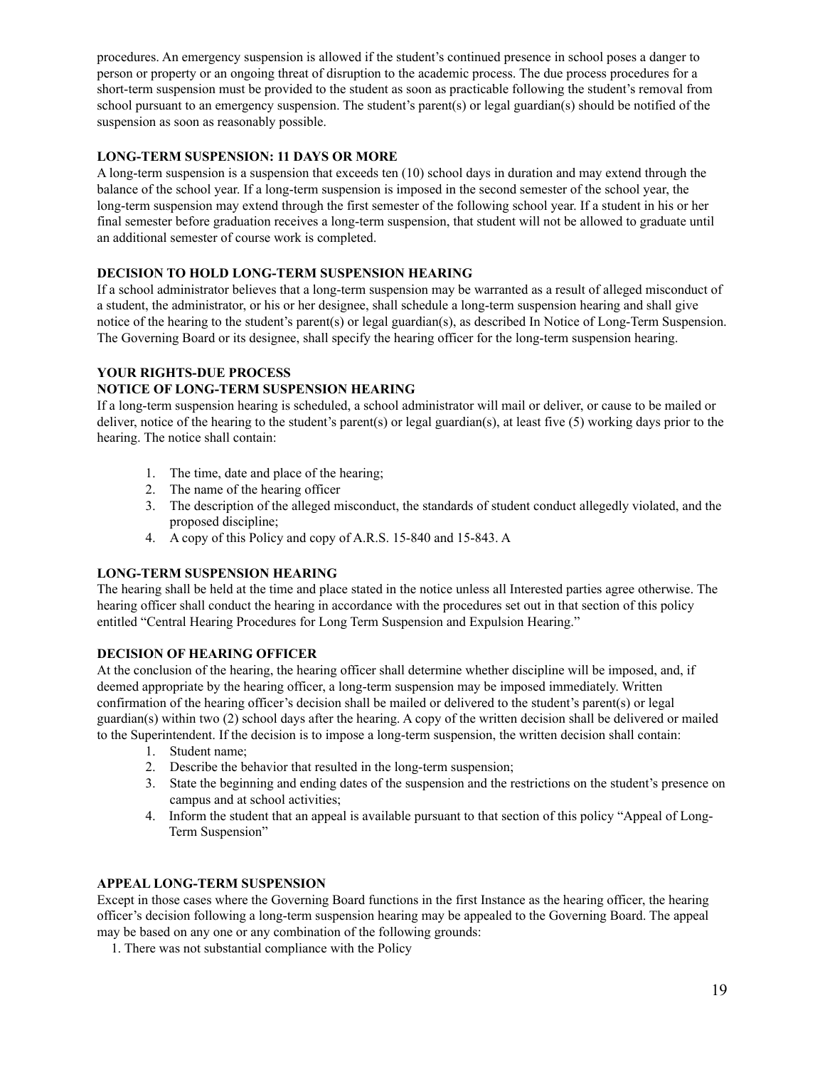procedures. An emergency suspension is allowed if the student's continued presence in school poses a danger to person or property or an ongoing threat of disruption to the academic process. The due process procedures for a short-term suspension must be provided to the student as soon as practicable following the student's removal from school pursuant to an emergency suspension. The student's parent(s) or legal guardian(s) should be notified of the suspension as soon as reasonably possible.

**LONG-TERM SUSPENSION: 11 DAYS OR MORE**

A long-term suspension is a suspension that exceeds ten (10) school days in duration and may extend through the balance of the school year. If a long-term suspension is imposed in the second semester of the school year, the long-term suspension may extend through the first semester of the following school year. If a student in his or her final semester before graduation receives a long-term suspension, that student will not be allowed to graduate until an additional semester of course work is completed.

**DECISION TO HOLD LONG-TERM SUSPENSION HEARING**

If a school administrator believes that a long-term suspension may be warranted as a result of alleged misconduct of a student, the administrator, or his or her designee, shall schedule a long-term suspension hearing and shall give notice of the hearing to the student's parent(s) or legal guardian(s), as described In Notice of Long-Term Suspension. The Governing Board or its designee, shall specify the hearing officer for the long-term suspension hearing.

**YOUR RIGHTS-DUE PROCESS**

**NOTICE OF LONG-TERM SUSPENSION HEARING**

If a long-term suspension hearing is scheduled, a school administrator will mail or deliver, or cause to be mailed or deliver, notice of the hearing to the student's parent(s) or legal guardian(s), at least five (5) working days prior to the hearing. The notice shall contain:

1. The time, date and place of the hearing;
2. The name of the hearing officer
3. The description of the alleged misconduct, the standards of student conduct allegedly violated, and the proposed discipline;
4. A copy of this Policy and copy of A.R.S. 15-840 and 15-843. A

**LONG-TERM SUSPENSION HEARING**

The hearing shall be held at the time and place stated in the notice unless all Interested parties agree otherwise. The hearing officer shall conduct the hearing in accordance with the procedures set out in that section of this policy entitled "Central Hearing Procedures for Long Term Suspension and Expulsion Hearing."

**DECISION OF HEARING OFFICER**

At the conclusion of the hearing, the hearing officer shall determine whether discipline will be imposed, and, if deemed appropriate by the hearing officer, a long-term suspension may be imposed immediately. Written confirmation of the hearing officer's decision shall be mailed or delivered to the student's parent(s) or legal guardian(s) within two (2) school days after the hearing. A copy of the written decision shall be delivered or mailed to the Superintendent. If the decision is to impose a long-term suspension, the written decision shall contain:

1. Student name;
2. Describe the behavior that resulted in the long-term suspension;
3. State the beginning and ending dates of the suspension and the restrictions on the student's presence on campus and at school activities;
4. Inform the student that an appeal is available pursuant to that section of this policy "Appeal of Long-Term Suspension"

**APPEAL LONG-TERM SUSPENSION**

Except in those cases where the Governing Board functions in the first Instance as the hearing officer, the hearing officer's decision following a long-term suspension hearing may be appealed to the Governing Board. The appeal may be based on any one or any combination of the following grounds:

1. There was not substantial compliance with the Policy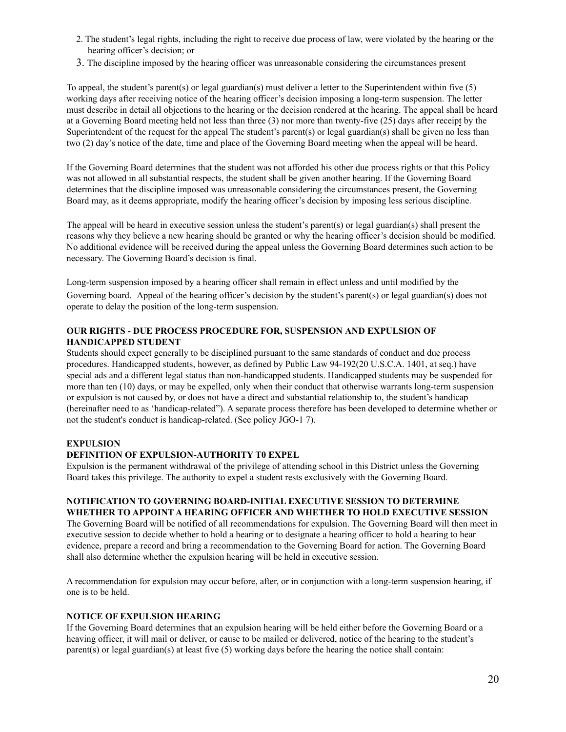2. The student's legal rights, including the right to receive due process of law, were violated by the hearing or the hearing officer's decision; or
3. The discipline imposed by the hearing officer was unreasonable considering the circumstances present

To appeal, the student's parent(s) or legal guardian(s) must deliver a letter to the Superintendent within five (5) working days after receiving notice of the hearing officer's decision imposing a long-term suspension. The letter must describe in detail all objections to the hearing or the decision rendered at the hearing. The appeal shall be heard at a Governing Board meeting held not less than three (3) nor more than twenty-five (25) days after receipt by the Superintendent of the request for the appeal The student's parent(s) or legal guardian(s) shall be given no less than two (2) day's notice of the date, time and place of the Governing Board meeting when the appeal will be heard.

If the Governing Board determines that the student was not afforded his other due process rights or that this Policy was not allowed in all substantial respects, the student shall be given another hearing. If the Governing Board determines that the discipline imposed was unreasonable considering the circumstances present, the Governing Board may, as it deems appropriate, modify the hearing officer's decision by imposing less serious discipline.

The appeal will be heard in executive session unless the student's parent(s) or legal guardian(s) shall present the reasons why they believe a new hearing should be granted or why the hearing officer's decision should be modified. No additional evidence will be received during the appeal unless the Governing Board determines such action to be necessary. The Governing Board's decision is final.

Long-term suspension imposed by a hearing officer shall remain in effect unless and until modified by the Governing board. Appeal of the hearing officer's decision by the student's parent(s) or legal guardian(s) does not operate to delay the position of the long-term suspension.

**OUR RIGHTS - DUE PROCESS PROCEDURE FOR, SUSPENSION AND EXPULSION OF HANDICAPPED STUDENT**

Students should expect generally to be disciplined pursuant to the same standards of conduct and due process procedures. Handicapped students, however, as defined by Public Law 94-192(20 U.S.C.A. 1401, at seq.) have special ads and a different legal status than non-handicapped students. Handicapped students may be suspended for more than ten (10) days, or may be expelled, only when their conduct that otherwise warrants long-term suspension or expulsion is not caused by, or does not have a direct and substantial relationship to, the student's handicap (hereinafter need to as 'handicap-related"). A separate process therefore has been developed to determine whether or not the student's conduct is handicap-related. (See policy JGO-1 7).

**EXPULSION**

**DEFINITION OF EXPULSION-AUTHORITY T0 EXPEL**

Expulsion is the permanent withdrawal of the privilege of attending school in this District unless the Governing Board takes this privilege. The authority to expel a student rests exclusively with the Governing Board.

**NOTIFICATION TO GOVERNING BOARD-INITIAL EXECUTIVE SESSION TO DETERMINE WHETHER TO APPOINT A HEARING OFFICER AND WHETHER TO HOLD EXECUTIVE SESSION**

The Governing Board will be notified of all recommendations for expulsion. The Governing Board will then meet in executive session to decide whether to hold a hearing or to designate a hearing officer to hold a hearing to hear evidence, prepare a record and bring a recommendation to the Governing Board for action. The Governing Board shall also determine whether the expulsion hearing will be held in executive session.

A recommendation for expulsion may occur before, after, or in conjunction with a long-term suspension hearing, if one is to be held.

**NOTICE OF EXPULSION HEARING**

If the Governing Board determines that an expulsion hearing will be held either before the Governing Board or a heaving officer, it will mail or deliver, or cause to be mailed or delivered, notice of the hearing to the student's parent(s) or legal guardian(s) at least five (5) working days before the hearing the notice shall contain: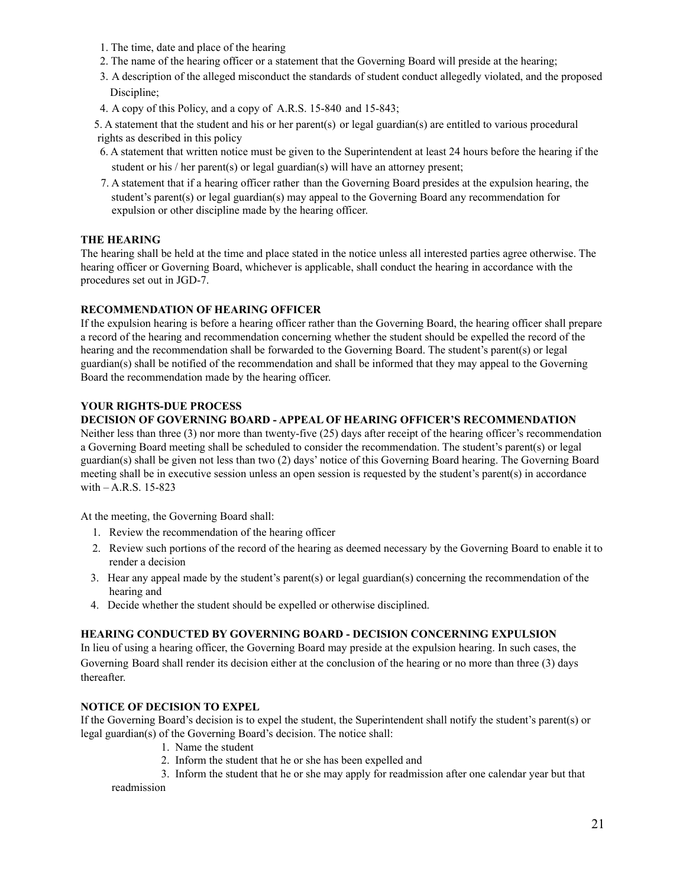1. The time, date and place of the hearing
2. The name of the hearing officer or a statement that the Governing Board will preside at the hearing;
3. A description of the alleged misconduct the standards of student conduct allegedly violated, and the proposed Discipline;
4. A copy of this Policy, and a copy of A.R.S. 15-840 and 15-843;
5. A statement that the student and his or her parent(s) or legal guardian(s) are entitled to various procedural rights as described in this policy
6. A statement that written notice must be given to the Superintendent at least 24 hours before the hearing if the student or his / her parent(s) or legal guardian(s) will have an attorney present;
7. A statement that if a hearing officer rather than the Governing Board presides at the expulsion hearing, the student's parent(s) or legal guardian(s) may appeal to the Governing Board any recommendation for expulsion or other discipline made by the hearing officer.

**THE HEARING**

The hearing shall be held at the time and place stated in the notice unless all interested parties agree otherwise. The hearing officer or Governing Board, whichever is applicable, shall conduct the hearing in accordance with the procedures set out in JGD-7.

**RECOMMENDATION OF HEARING OFFICER**

If the expulsion hearing is before a hearing officer rather than the Governing Board, the hearing officer shall prepare a record of the hearing and recommendation concerning whether the student should be expelled the record of the hearing and the recommendation shall be forwarded to the Governing Board. The student's parent(s) or legal guardian(s) shall be notified of the recommendation and shall be informed that they may appeal to the Governing Board the recommendation made by the hearing officer.

**YOUR RIGHTS-DUE PROCESS**

**DECISION OF GOVERNING BOARD - APPEAL OF HEARING OFFICER'S RECOMMENDATION**

Neither less than three (3) nor more than twenty-five (25) days after receipt of the hearing officer's recommendation a Governing Board meeting shall be scheduled to consider the recommendation. The student's parent(s) or legal guardian(s) shall be given not less than two (2) days' notice of this Governing Board hearing. The Governing Board meeting shall be in executive session unless an open session is requested by the student's parent(s) in accordance with – A.R.S. 15-823

At the meeting, the Governing Board shall:

1. Review the recommendation of the hearing officer
2. Review such portions of the record of the hearing as deemed necessary by the Governing Board to enable it to render a decision
3. Hear any appeal made by the student's parent(s) or legal guardian(s) concerning the recommendation of the hearing and
4. Decide whether the student should be expelled or otherwise disciplined.

**HEARING CONDUCTED BY GOVERNING BOARD - DECISION CONCERNING EXPULSION**

In lieu of using a hearing officer, the Governing Board may preside at the expulsion hearing. In such cases, the Governing Board shall render its decision either at the conclusion of the hearing or no more than three (3) days thereafter.

**NOTICE OF DECISION TO EXPEL**

If the Governing Board's decision is to expel the student, the Superintendent shall notify the student's parent(s) or legal guardian(s) of the Governing Board's decision. The notice shall:

1. Name the student
2. Inform the student that he or she has been expelled and
3. Inform the student that he or she may apply for readmission after one calendar year but that readmission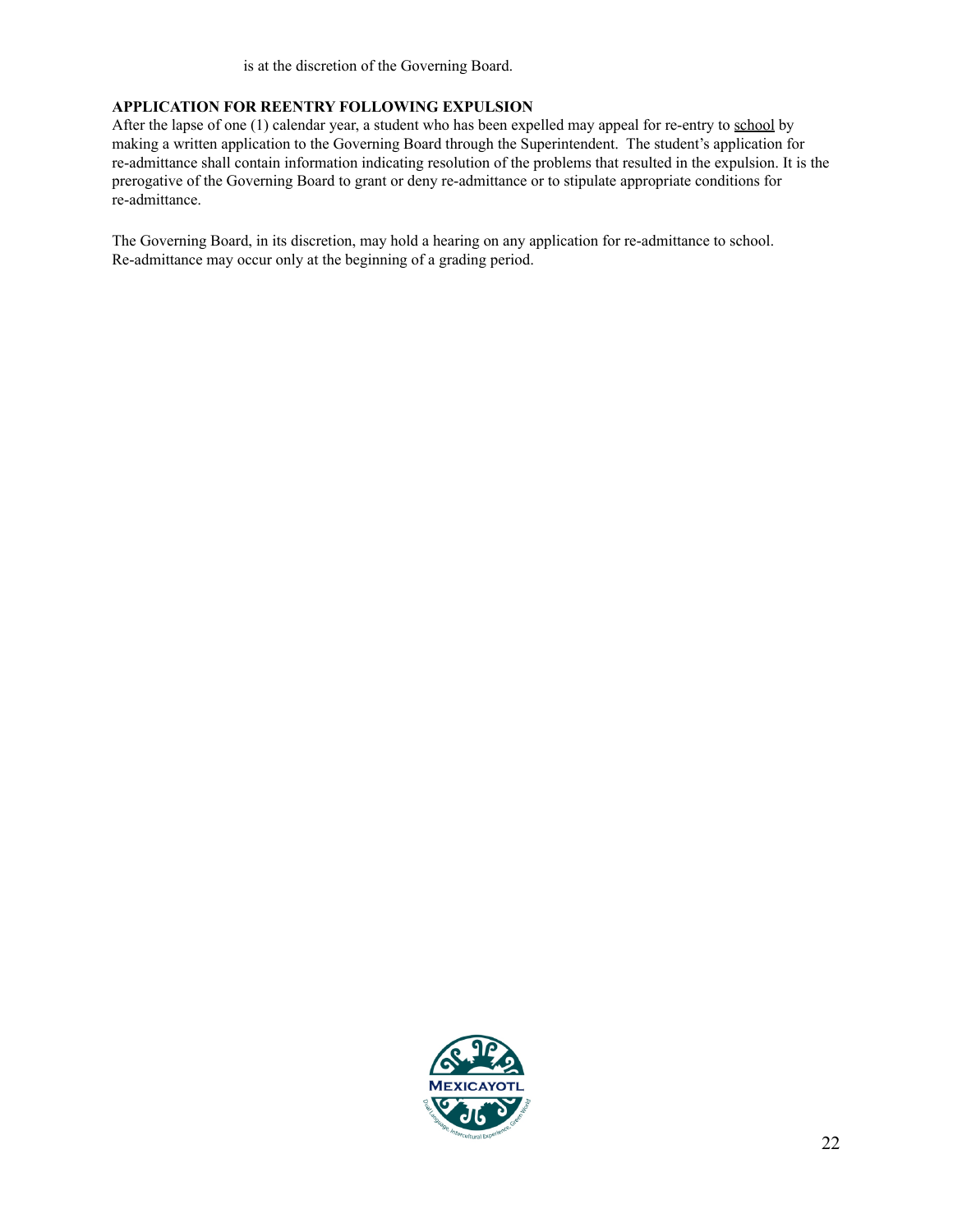is at the discretion of the Governing Board.

**APPLICATION FOR REENTRY FOLLOWING EXPULSION**

After the lapse of one (1) calendar year, a student who has been expelled may appeal for re-entry to school by making a written application to the Governing Board through the Superintendent. The student's application for re-admittance shall contain information indicating resolution of the problems that resulted in the expulsion. It is the prerogative of the Governing Board to grant or deny re-admittance or to stipulate appropriate conditions for re-admittance.

The Governing Board, in its discretion, may hold a hearing on any application for re-admittance to school. Re-admittance may occur only at the beginning of a grading period.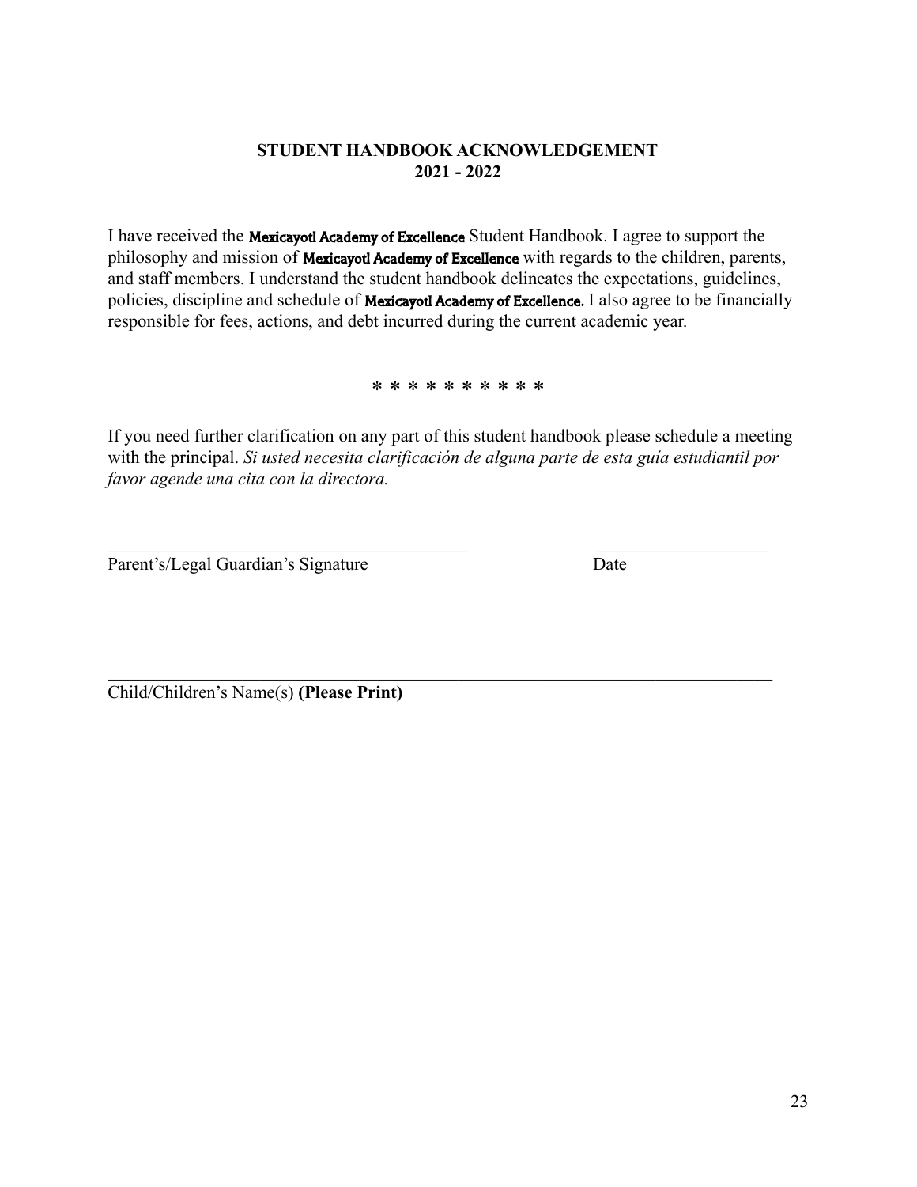**STUDENT HANDBOOK ACKNOWLEDGEMENT**
**2021 - 2022**

I have received the **Mexicayotl Academy of Excellence** Student Handbook. I agree to support the philosophy and mission of **Mexicayotl Academy of Excellence** with regards to the children, parents, and staff members. I understand the student handbook delineates the expectations, guidelines, policies, discipline and schedule of **Mexicayotl Academy of Excellence.** I also agree to be financially responsible for fees, actions, and debt incurred during the current academic year.

* * * * * * * * * *

If you need further clarification on any part of this student handbook please schedule a meeting with the principal. *Si usted necesita clarificación de alguna parte de esta guía estudiantil por favor agende una cita con la directora.*

_________________________________________ ___________________

Parent's/Legal Guardian's Signature Date

___________________________________________________________________________

Child/Children's Name(s) **(Please Print)**